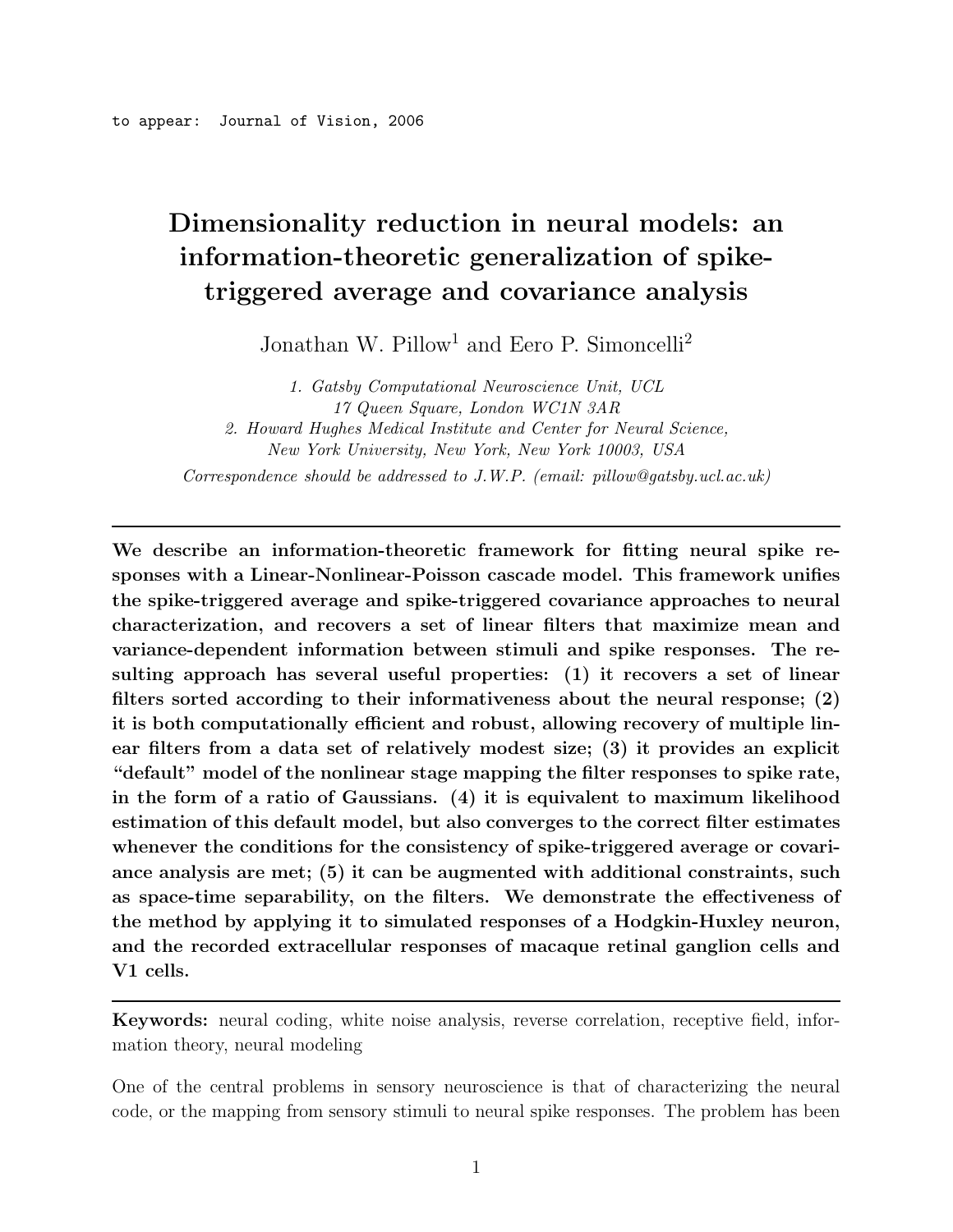to appear: Journal of Vision, 2006

# Dimensionality reduction in neural models: an information-theoretic generalization of spike-triggered average and covariance analysis

Jonathan W. Pillow[1] and Eero P. Simoncelli[2]

*1. Gatsby Computational Neuroscience Unit, UCL*
*17 Queen Square, London WC1N 3AR*
*2. Howard Hughes Medical Institute and Center for Neural Science,*
*New York University, New York, New York 10003, USA*
*Correspondence should be addressed to J.W.P. (email: pillow@gatsby.ucl.ac.uk)*

---

**We describe an information-theoretic framework for fitting neural spike responses with a Linear-Nonlinear-Poisson cascade model. This framework unifies the spike-triggered average and spike-triggered covariance approaches to neural characterization, and recovers a set of linear filters that maximize mean and variance-dependent information between stimuli and spike responses. The resulting approach has several useful properties: (1) it recovers a set of linear filters sorted according to their informativeness about the neural response; (2) it is both computationally efficient and robust, allowing recovery of multiple linear filters from a data set of relatively modest size; (3) it provides an explicit "default" model of the nonlinear stage mapping the filter responses to spike rate, in the form of a ratio of Gaussians. (4) it is equivalent to maximum likelihood estimation of this default model, but also converges to the correct filter estimates whenever the conditions for the consistency of spike-triggered average or covariance analysis are met; (5) it can be augmented with additional constraints, such as space-time separability, on the filters. We demonstrate the effectiveness of the method by applying it to simulated responses of a Hodgkin-Huxley neuron, and the recorded extracellular responses of macaque retinal ganglion cells and V1 cells.**

---

**Keywords:** neural coding, white noise analysis, reverse correlation, receptive field, information theory, neural modeling

One of the central problems in sensory neuroscience is that of characterizing the neural code, or the mapping from sensory stimuli to neural spike responses. The problem has been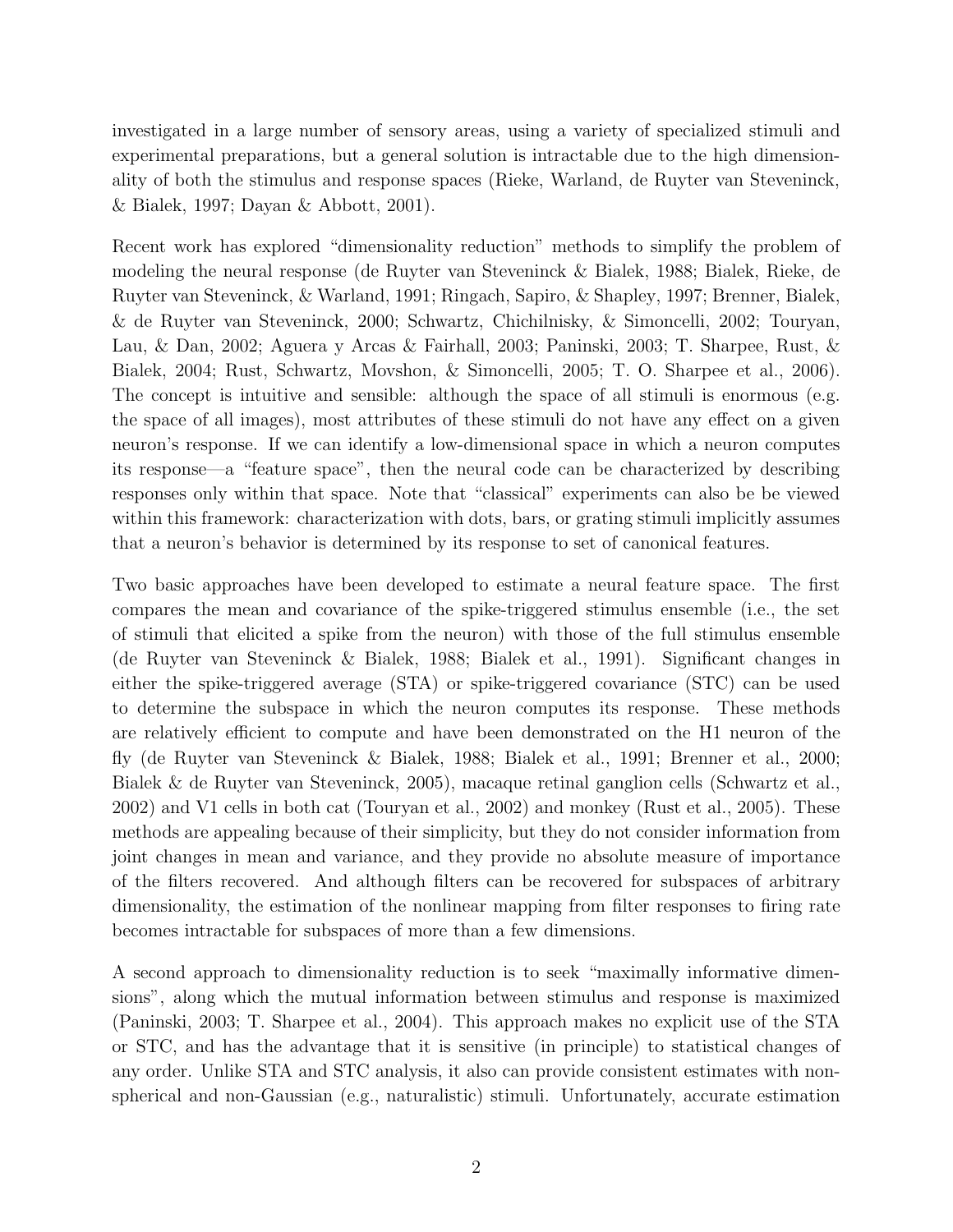investigated in a large number of sensory areas, using a variety of specialized stimuli and experimental preparations, but a general solution is intractable due to the high dimensionality of both the stimulus and response spaces (Rieke, Warland, de Ruyter van Steveninck, & Bialek, 1997; Dayan & Abbott, 2001).

Recent work has explored "dimensionality reduction" methods to simplify the problem of modeling the neural response (de Ruyter van Steveninck & Bialek, 1988; Bialek, Rieke, de Ruyter van Steveninck, & Warland, 1991; Ringach, Sapiro, & Shapley, 1997; Brenner, Bialek, & de Ruyter van Steveninck, 2000; Schwartz, Chichilnisky, & Simoncelli, 2002; Touryan, Lau, & Dan, 2002; Aguera y Arcas & Fairhall, 2003; Paninski, 2003; T. Sharpee, Rust, & Bialek, 2004; Rust, Schwartz, Movshon, & Simoncelli, 2005; T. O. Sharpee et al., 2006). The concept is intuitive and sensible: although the space of all stimuli is enormous (e.g. the space of all images), most attributes of these stimuli do not have any effect on a given neuron's response. If we can identify a low-dimensional space in which a neuron computes its response—a "feature space", then the neural code can be characterized by describing responses only within that space. Note that "classical" experiments can also be be viewed within this framework: characterization with dots, bars, or grating stimuli implicitly assumes that a neuron's behavior is determined by its response to set of canonical features.

Two basic approaches have been developed to estimate a neural feature space. The first compares the mean and covariance of the spike-triggered stimulus ensemble (i.e., the set of stimuli that elicited a spike from the neuron) with those of the full stimulus ensemble (de Ruyter van Steveninck & Bialek, 1988; Bialek et al., 1991). Significant changes in either the spike-triggered average (STA) or spike-triggered covariance (STC) can be used to determine the subspace in which the neuron computes its response. These methods are relatively efficient to compute and have been demonstrated on the H1 neuron of the fly (de Ruyter van Steveninck & Bialek, 1988; Bialek et al., 1991; Brenner et al., 2000; Bialek & de Ruyter van Steveninck, 2005), macaque retinal ganglion cells (Schwartz et al., 2002) and V1 cells in both cat (Touryan et al., 2002) and monkey (Rust et al., 2005). These methods are appealing because of their simplicity, but they do not consider information from joint changes in mean and variance, and they provide no absolute measure of importance of the filters recovered. And although filters can be recovered for subspaces of arbitrary dimensionality, the estimation of the nonlinear mapping from filter responses to firing rate becomes intractable for subspaces of more than a few dimensions.

A second approach to dimensionality reduction is to seek "maximally informative dimensions", along which the mutual information between stimulus and response is maximized (Paninski, 2003; T. Sharpee et al., 2004). This approach makes no explicit use of the STA or STC, and has the advantage that it is sensitive (in principle) to statistical changes of any order. Unlike STA and STC analysis, it also can provide consistent estimates with non-spherical and non-Gaussian (e.g., naturalistic) stimuli. Unfortunately, accurate estimation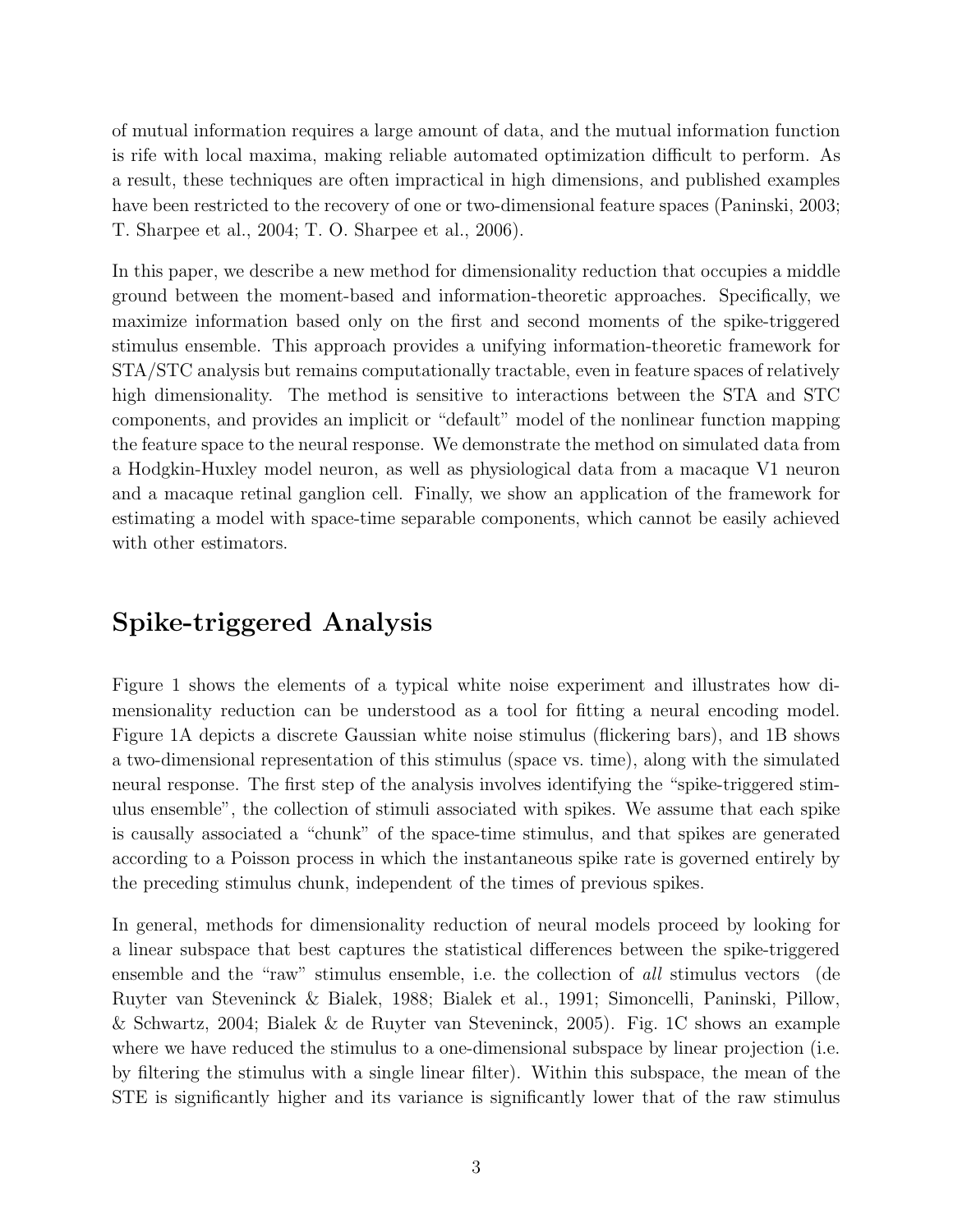of mutual information requires a large amount of data, and the mutual information function is rife with local maxima, making reliable automated optimization difficult to perform. As a result, these techniques are often impractical in high dimensions, and published examples have been restricted to the recovery of one or two-dimensional feature spaces (Paninski, 2003; T. Sharpee et al., 2004; T. O. Sharpee et al., 2006).

In this paper, we describe a new method for dimensionality reduction that occupies a middle ground between the moment-based and information-theoretic approaches. Specifically, we maximize information based only on the first and second moments of the spike-triggered stimulus ensemble. This approach provides a unifying information-theoretic framework for STA/STC analysis but remains computationally tractable, even in feature spaces of relatively high dimensionality. The method is sensitive to interactions between the STA and STC components, and provides an implicit or "default" model of the nonlinear function mapping the feature space to the neural response. We demonstrate the method on simulated data from a Hodgkin-Huxley model neuron, as well as physiological data from a macaque V1 neuron and a macaque retinal ganglion cell. Finally, we show an application of the framework for estimating a model with space-time separable components, which cannot be easily achieved with other estimators.

## Spike-triggered Analysis

Figure 1 shows the elements of a typical white noise experiment and illustrates how dimensionality reduction can be understood as a tool for fitting a neural encoding model. Figure 1A depicts a discrete Gaussian white noise stimulus (flickering bars), and 1B shows a two-dimensional representation of this stimulus (space vs. time), along with the simulated neural response. The first step of the analysis involves identifying the "spike-triggered stimulus ensemble", the collection of stimuli associated with spikes. We assume that each spike is causally associated a "chunk" of the space-time stimulus, and that spikes are generated according to a Poisson process in which the instantaneous spike rate is governed entirely by the preceding stimulus chunk, independent of the times of previous spikes.

In general, methods for dimensionality reduction of neural models proceed by looking for a linear subspace that best captures the statistical differences between the spike-triggered ensemble and the "raw" stimulus ensemble, i.e. the collection of *all* stimulus vectors (de Ruyter van Steveninck & Bialek, 1988; Bialek et al., 1991; Simoncelli, Paninski, Pillow, & Schwartz, 2004; Bialek & de Ruyter van Steveninck, 2005). Fig. 1C shows an example where we have reduced the stimulus to a one-dimensional subspace by linear projection (i.e. by filtering the stimulus with a single linear filter). Within this subspace, the mean of the STE is significantly higher and its variance is significantly lower that of the raw stimulus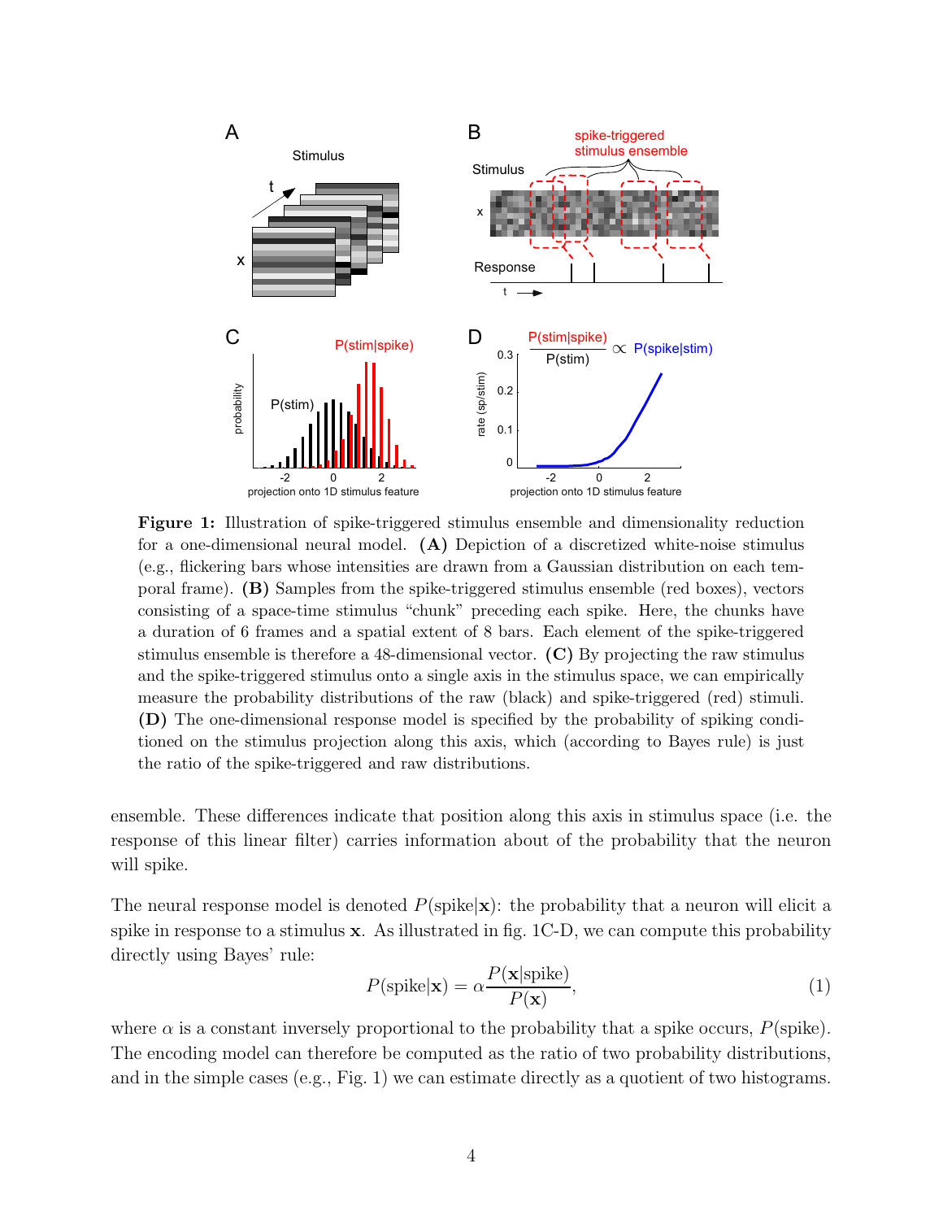**Figure 1:** Illustration of spike-triggered stimulus ensemble and dimensionality reduction for a one-dimensional neural model. **(A)** Depiction of a discretized white-noise stimulus (e.g., flickering bars whose intensities are drawn from a Gaussian distribution on each temporal frame). **(B)** Samples from the spike-triggered stimulus ensemble (red boxes), vectors consisting of a space-time stimulus "chunk" preceding each spike. Here, the chunks have a duration of 6 frames and a spatial extent of 8 bars. Each element of the spike-triggered stimulus ensemble is therefore a 48-dimensional vector. **(C)** By projecting the raw stimulus and the spike-triggered stimulus onto a single axis in the stimulus space, we can empirically measure the probability distributions of the raw (black) and spike-triggered (red) stimuli. **(D)** The one-dimensional response model is specified by the probability of spiking conditioned on the stimulus projection along this axis, which (according to Bayes rule) is just the ratio of the spike-triggered and raw distributions.

ensemble. These differences indicate that position along this axis in stimulus space (i.e. the response of this linear filter) carries information about of the probability that the neuron will spike.

The neural response model is denoted $P(\text{spike}|\mathbf{x})$: the probability that a neuron will elicit a spike in response to a stimulus $\mathbf{x}$. As illustrated in fig. 1C-D, we can compute this probability directly using Bayes' rule:

$$P(\text{spike}|\mathbf{x}) = \alpha \frac{P(\mathbf{x}|\text{spike})}{P(\mathbf{x})}, \tag{1}$$

where $\alpha$ is a constant inversely proportional to the probability that a spike occurs, $P(\text{spike})$. The encoding model can therefore be computed as the ratio of two probability distributions, and in the simple cases (e.g., Fig. 1) we can estimate directly as a quotient of two histograms.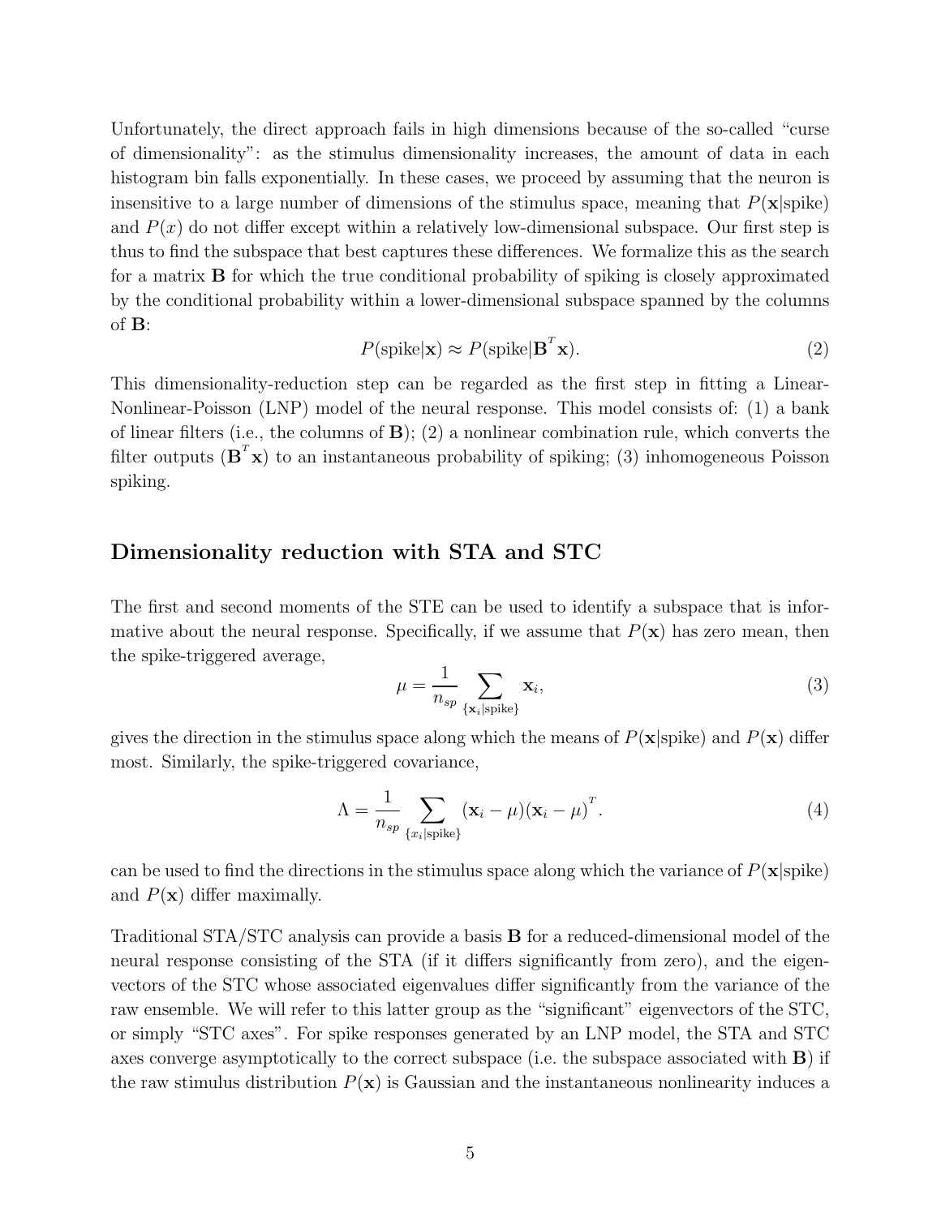Unfortunately, the direct approach fails in high dimensions because of the so-called "curse of dimensionality": as the stimulus dimensionality increases, the amount of data in each histogram bin falls exponentially. In these cases, we proceed by assuming that the neuron is insensitive to a large number of dimensions of the stimulus space, meaning that $P(\mathbf{x}|\text{spike})$ and $P(x)$ do not differ except within a relatively low-dimensional subspace. Our first step is thus to find the subspace that best captures these differences. We formalize this as the search for a matrix $\mathbf{B}$ for which the true conditional probability of spiking is closely approximated by the conditional probability within a lower-dimensional subspace spanned by the columns of $\mathbf{B}$:

$$P(\text{spike}|\mathbf{x}) \approx P(\text{spike}|\mathbf{B}^T\mathbf{x}). \tag{2}$$

This dimensionality-reduction step can be regarded as the first step in fitting a Linear-Nonlinear-Poisson (LNP) model of the neural response. This model consists of: (1) a bank of linear filters (i.e., the columns of $\mathbf{B}$); (2) a nonlinear combination rule, which converts the filter outputs ($\mathbf{B}^T\mathbf{x}$) to an instantaneous probability of spiking; (3) inhomogeneous Poisson spiking.

## Dimensionality reduction with STA and STC

The first and second moments of the STE can be used to identify a subspace that is informative about the neural response. Specifically, if we assume that $P(\mathbf{x})$ has zero mean, then the spike-triggered average,

$$\mu = \frac{1}{n_{sp}} \sum_{\{\mathbf{x}_i|\text{spike}\}} \mathbf{x}_i, \tag{3}$$

gives the direction in the stimulus space along which the means of $P(\mathbf{x}|\text{spike})$ and $P(\mathbf{x})$ differ most. Similarly, the spike-triggered covariance,

$$\Lambda = \frac{1}{n_{sp}} \sum_{\{x_i|\text{spike}\}} (\mathbf{x}_i - \mu)(\mathbf{x}_i - \mu)^T. \tag{4}$$

can be used to find the directions in the stimulus space along which the variance of $P(\mathbf{x}|\text{spike})$ and $P(\mathbf{x})$ differ maximally.

Traditional STA/STC analysis can provide a basis $\mathbf{B}$ for a reduced-dimensional model of the neural response consisting of the STA (if it differs significantly from zero), and the eigenvectors of the STC whose associated eigenvalues differ significantly from the variance of the raw ensemble. We will refer to this latter group as the "significant" eigenvectors of the STC, or simply "STC axes". For spike responses generated by an LNP model, the STA and STC axes converge asymptotically to the correct subspace (i.e. the subspace associated with $\mathbf{B}$) if the raw stimulus distribution $P(\mathbf{x})$ is Gaussian and the instantaneous nonlinearity induces a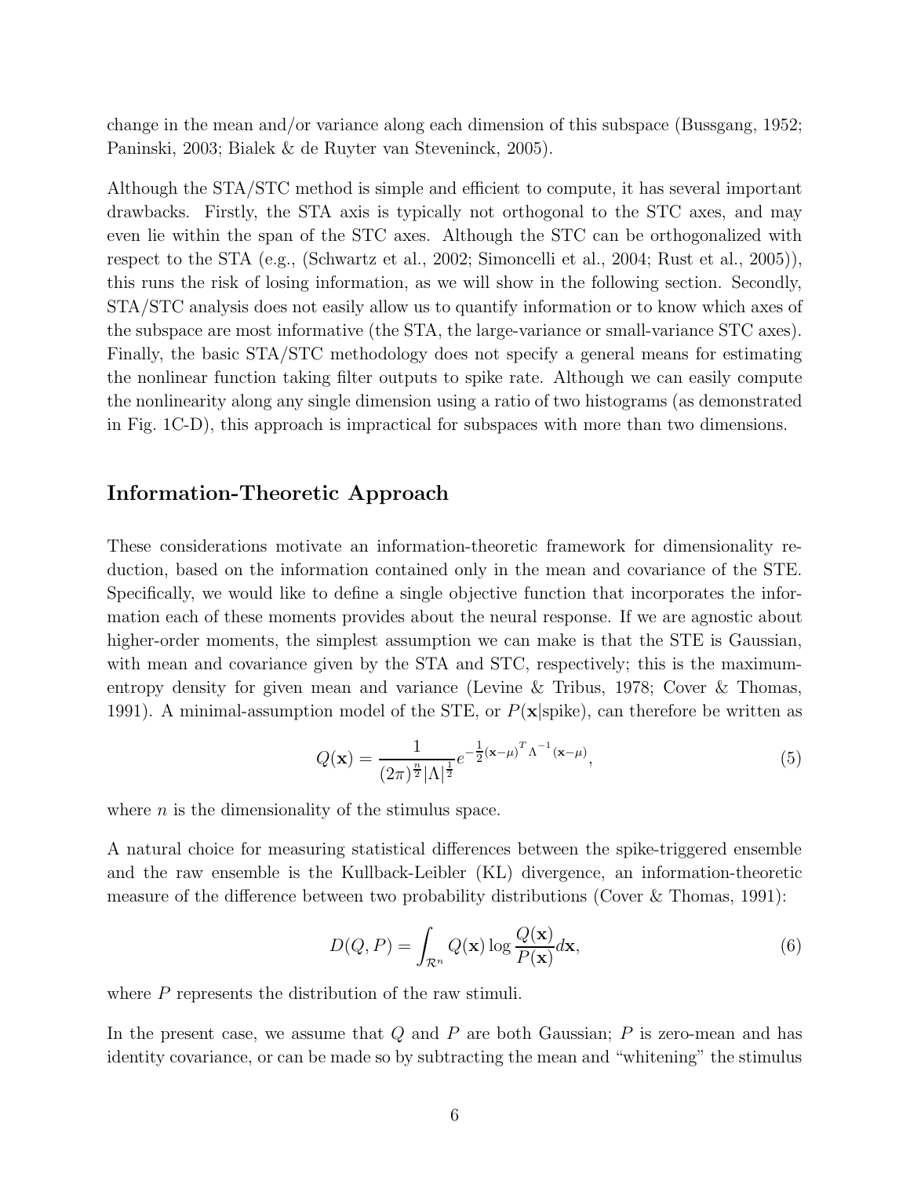change in the mean and/or variance along each dimension of this subspace (Bussgang, 1952; Paninski, 2003; Bialek & de Ruyter van Steveninck, 2005).

Although the STA/STC method is simple and efficient to compute, it has several important drawbacks. Firstly, the STA axis is typically not orthogonal to the STC axes, and may even lie within the span of the STC axes. Although the STC can be orthogonalized with respect to the STA (e.g., (Schwartz et al., 2002; Simoncelli et al., 2004; Rust et al., 2005)), this runs the risk of losing information, as we will show in the following section. Secondly, STA/STC analysis does not easily allow us to quantify information or to know which axes of the subspace are most informative (the STA, the large-variance or small-variance STC axes). Finally, the basic STA/STC methodology does not specify a general means for estimating the nonlinear function taking filter outputs to spike rate. Although we can easily compute the nonlinearity along any single dimension using a ratio of two histograms (as demonstrated in Fig. 1C-D), this approach is impractical for subspaces with more than two dimensions.

## Information-Theoretic Approach

These considerations motivate an information-theoretic framework for dimensionality reduction, based on the information contained only in the mean and covariance of the STE. Specifically, we would like to define a single objective function that incorporates the information each of these moments provides about the neural response. If we are agnostic about higher-order moments, the simplest assumption we can make is that the STE is Gaussian, with mean and covariance given by the STA and STC, respectively; this is the maximum-entropy density for given mean and variance (Levine & Tribus, 1978; Cover & Thomas, 1991). A minimal-assumption model of the STE, or $P(\mathbf{x}|\text{spike})$, can therefore be written as

$$Q(\mathbf{x}) = \frac{1}{(2\pi)^{\frac{n}{2}}|\Lambda|^{\frac{1}{2}}} e^{-\frac{1}{2}(\mathbf{x}-\mu)^T \Lambda^{-1}(\mathbf{x}-\mu)}, \tag{5}$$

where $n$ is the dimensionality of the stimulus space.

A natural choice for measuring statistical differences between the spike-triggered ensemble and the raw ensemble is the Kullback-Leibler (KL) divergence, an information-theoretic measure of the difference between two probability distributions (Cover & Thomas, 1991):

$$D(Q, P) = \int_{\mathcal{R}^n} Q(\mathbf{x}) \log \frac{Q(\mathbf{x})}{P(\mathbf{x})} d\mathbf{x}, \tag{6}$$

where $P$ represents the distribution of the raw stimuli.

In the present case, we assume that $Q$ and $P$ are both Gaussian; $P$ is zero-mean and has identity covariance, or can be made so by subtracting the mean and "whitening" the stimulus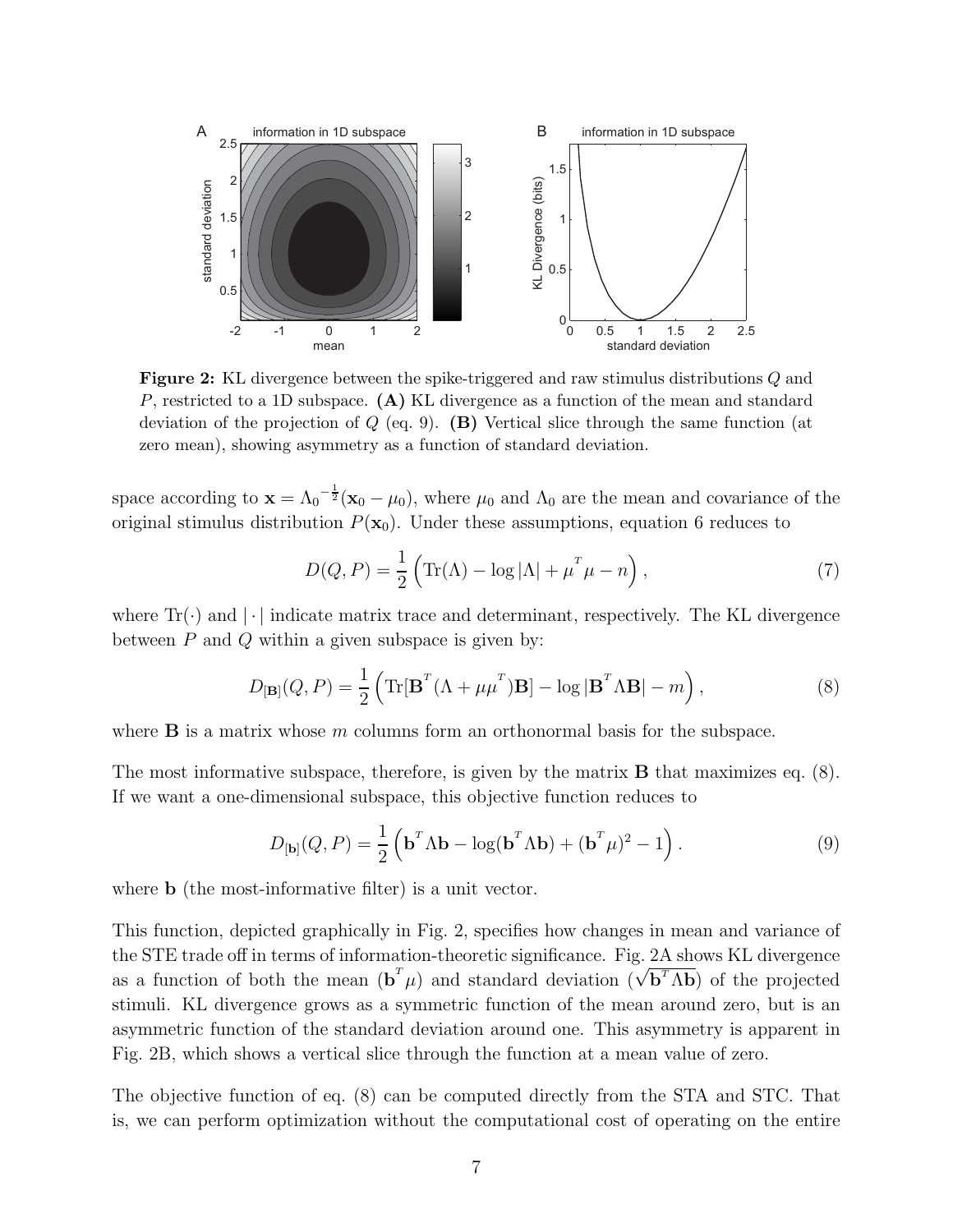**Figure 2:** KL divergence between the spike-triggered and raw stimulus distributions $Q$ and $P$, restricted to a 1D subspace. **(A)** KL divergence as a function of the mean and standard deviation of the projection of $Q$ (eq. 9). **(B)** Vertical slice through the same function (at zero mean), showing asymmetry as a function of standard deviation.

space according to $\mathbf{x} = \Lambda_0^{-\frac{1}{2}}(\mathbf{x}_0 - \mu_0)$, where $\mu_0$ and $\Lambda_0$ are the mean and covariance of the original stimulus distribution $P(\mathbf{x}_0)$. Under these assumptions, equation 6 reduces to

$$D(Q, P) = \frac{1}{2}\left(\mathrm{Tr}(\Lambda) - \log|\Lambda| + \mu^T\mu - n\right), \tag{7}$$

where $\mathrm{Tr}(\cdot)$ and $|\cdot|$ indicate matrix trace and determinant, respectively. The KL divergence between $P$ and $Q$ within a given subspace is given by:

$$D_{[\mathbf{B}]}(Q, P) = \frac{1}{2}\left(\mathrm{Tr}[\mathbf{B}^T(\Lambda + \mu\mu^T)\mathbf{B}] - \log|\mathbf{B}^T\Lambda\mathbf{B}| - m\right), \tag{8}$$

where $\mathbf{B}$ is a matrix whose $m$ columns form an orthonormal basis for the subspace.

The most informative subspace, therefore, is given by the matrix $\mathbf{B}$ that maximizes eq. (8). If we want a one-dimensional subspace, this objective function reduces to

$$D_{[\mathbf{b}]}(Q, P) = \frac{1}{2}\left(\mathbf{b}^T\Lambda\mathbf{b} - \log(\mathbf{b}^T\Lambda\mathbf{b}) + (\mathbf{b}^T\mu)^2 - 1\right). \tag{9}$$

where $\mathbf{b}$ (the most-informative filter) is a unit vector.

This function, depicted graphically in Fig. 2, specifies how changes in mean and variance of the STE trade off in terms of information-theoretic significance. Fig. 2A shows KL divergence as a function of both the mean ($\mathbf{b}^T\mu$) and standard deviation ($\sqrt{\mathbf{b}^T\Lambda\mathbf{b}}$) of the projected stimuli. KL divergence grows as a symmetric function of the mean around zero, but is an asymmetric function of the standard deviation around one. This asymmetry is apparent in Fig. 2B, which shows a vertical slice through the function at a mean value of zero.

The objective function of eq. (8) can be computed directly from the STA and STC. That is, we can perform optimization without the computational cost of operating on the entire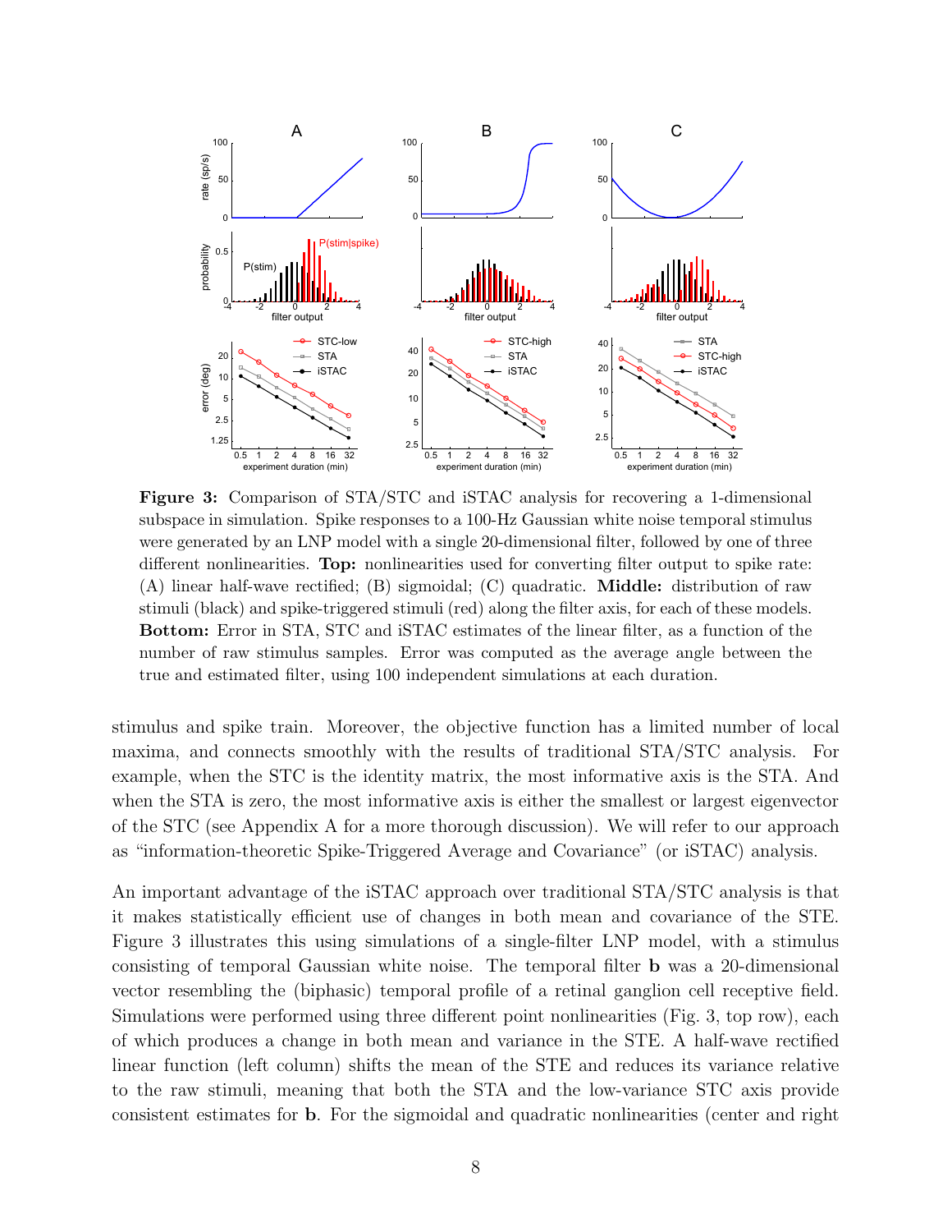**Figure 3:** Comparison of STA/STC and iSTAC analysis for recovering a 1-dimensional subspace in simulation. Spike responses to a 100-Hz Gaussian white noise temporal stimulus were generated by an LNP model with a single 20-dimensional filter, followed by one of three different nonlinearities. **Top:** nonlinearities used for converting filter output to spike rate: (A) linear half-wave rectified; (B) sigmoidal; (C) quadratic. **Middle:** distribution of raw stimuli (black) and spike-triggered stimuli (red) along the filter axis, for each of these models. **Bottom:** Error in STA, STC and iSTAC estimates of the linear filter, as a function of the number of raw stimulus samples. Error was computed as the average angle between the true and estimated filter, using 100 independent simulations at each duration.

stimulus and spike train. Moreover, the objective function has a limited number of local maxima, and connects smoothly with the results of traditional STA/STC analysis. For example, when the STC is the identity matrix, the most informative axis is the STA. And when the STA is zero, the most informative axis is either the smallest or largest eigenvector of the STC (see Appendix A for a more thorough discussion). We will refer to our approach as "information-theoretic Spike-Triggered Average and Covariance" (or iSTAC) analysis.

An important advantage of the iSTAC approach over traditional STA/STC analysis is that it makes statistically efficient use of changes in both mean and covariance of the STE. Figure 3 illustrates this using simulations of a single-filter LNP model, with a stimulus consisting of temporal Gaussian white noise. The temporal filter $\mathbf{b}$ was a 20-dimensional vector resembling the (biphasic) temporal profile of a retinal ganglion cell receptive field. Simulations were performed using three different point nonlinearities (Fig. 3, top row), each of which produces a change in both mean and variance in the STE. A half-wave rectified linear function (left column) shifts the mean of the STE and reduces its variance relative to the raw stimuli, meaning that both the STA and the low-variance STC axis provide consistent estimates for $\mathbf{b}$. For the sigmoidal and quadratic nonlinearities (center and right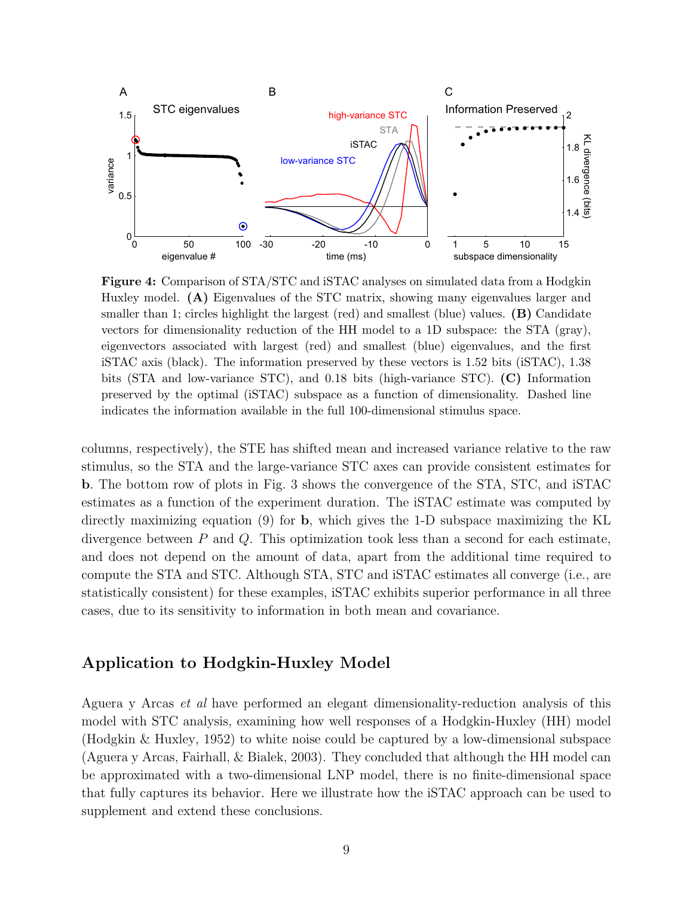**Figure 4:** Comparison of STA/STC and iSTAC analyses on simulated data from a Hodgkin Huxley model. **(A)** Eigenvalues of the STC matrix, showing many eigenvalues larger and smaller than 1; circles highlight the largest (red) and smallest (blue) values. **(B)** Candidate vectors for dimensionality reduction of the HH model to a 1D subspace: the STA (gray), eigenvectors associated with largest (red) and smallest (blue) eigenvalues, and the first iSTAC axis (black). The information preserved by these vectors is 1.52 bits (iSTAC), 1.38 bits (STA and low-variance STC), and 0.18 bits (high-variance STC). **(C)** Information preserved by the optimal (iSTAC) subspace as a function of dimensionality. Dashed line indicates the information available in the full 100-dimensional stimulus space.

columns, respectively), the STE has shifted mean and increased variance relative to the raw stimulus, so the STA and the large-variance STC axes can provide consistent estimates for $\mathbf{b}$. The bottom row of plots in Fig. 3 shows the convergence of the STA, STC, and iSTAC estimates as a function of the experiment duration. The iSTAC estimate was computed by directly maximizing equation (9) for $\mathbf{b}$, which gives the 1-D subspace maximizing the KL divergence between $P$ and $Q$. This optimization took less than a second for each estimate, and does not depend on the amount of data, apart from the additional time required to compute the STA and STC. Although STA, STC and iSTAC estimates all converge (i.e., are statistically consistent) for these examples, iSTAC exhibits superior performance in all three cases, due to its sensitivity to information in both mean and covariance.

## Application to Hodgkin-Huxley Model

Aguera y Arcas *et al* have performed an elegant dimensionality-reduction analysis of this model with STC analysis, examining how well responses of a Hodgkin-Huxley (HH) model (Hodgkin & Huxley, 1952) to white noise could be captured by a low-dimensional subspace (Aguera y Arcas, Fairhall, & Bialek, 2003). They concluded that although the HH model can be approximated with a two-dimensional LNP model, there is no finite-dimensional space that fully captures its behavior. Here we illustrate how the iSTAC approach can be used to supplement and extend these conclusions.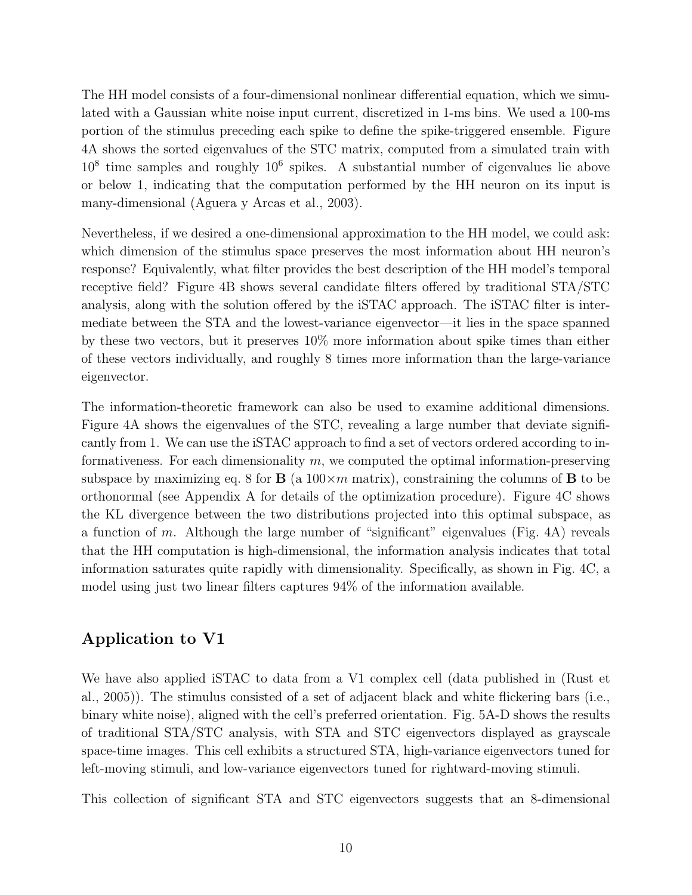The HH model consists of a four-dimensional nonlinear differential equation, which we simulated with a Gaussian white noise input current, discretized in 1-ms bins. We used a 100-ms portion of the stimulus preceding each spike to define the spike-triggered ensemble. Figure 4A shows the sorted eigenvalues of the STC matrix, computed from a simulated train with $10^8$ time samples and roughly $10^6$ spikes. A substantial number of eigenvalues lie above or below 1, indicating that the computation performed by the HH neuron on its input is many-dimensional (Aguera y Arcas et al., 2003).

Nevertheless, if we desired a one-dimensional approximation to the HH model, we could ask: which dimension of the stimulus space preserves the most information about HH neuron's response? Equivalently, what filter provides the best description of the HH model's temporal receptive field? Figure 4B shows several candidate filters offered by traditional STA/STC analysis, along with the solution offered by the iSTAC approach. The iSTAC filter is intermediate between the STA and the lowest-variance eigenvector—it lies in the space spanned by these two vectors, but it preserves 10% more information about spike times than either of these vectors individually, and roughly 8 times more information than the large-variance eigenvector.

The information-theoretic framework can also be used to examine additional dimensions. Figure 4A shows the eigenvalues of the STC, revealing a large number that deviate significantly from 1. We can use the iSTAC approach to find a set of vectors ordered according to informativeness. For each dimensionality $m$, we computed the optimal information-preserving subspace by maximizing eq. 8 for $\mathbf{B}$ (a $100 \times m$ matrix), constraining the columns of $\mathbf{B}$ to be orthonormal (see Appendix A for details of the optimization procedure). Figure 4C shows the KL divergence between the two distributions projected into this optimal subspace, as a function of $m$. Although the large number of "significant" eigenvalues (Fig. 4A) reveals that the HH computation is high-dimensional, the information analysis indicates that total information saturates quite rapidly with dimensionality. Specifically, as shown in Fig. 4C, a model using just two linear filters captures 94% of the information available.

## Application to V1

We have also applied iSTAC to data from a V1 complex cell (data published in (Rust et al., 2005)). The stimulus consisted of a set of adjacent black and white flickering bars (i.e., binary white noise), aligned with the cell's preferred orientation. Fig. 5A-D shows the results of traditional STA/STC analysis, with STA and STC eigenvectors displayed as grayscale space-time images. This cell exhibits a structured STA, high-variance eigenvectors tuned for left-moving stimuli, and low-variance eigenvectors tuned for rightward-moving stimuli.

This collection of significant STA and STC eigenvectors suggests that an 8-dimensional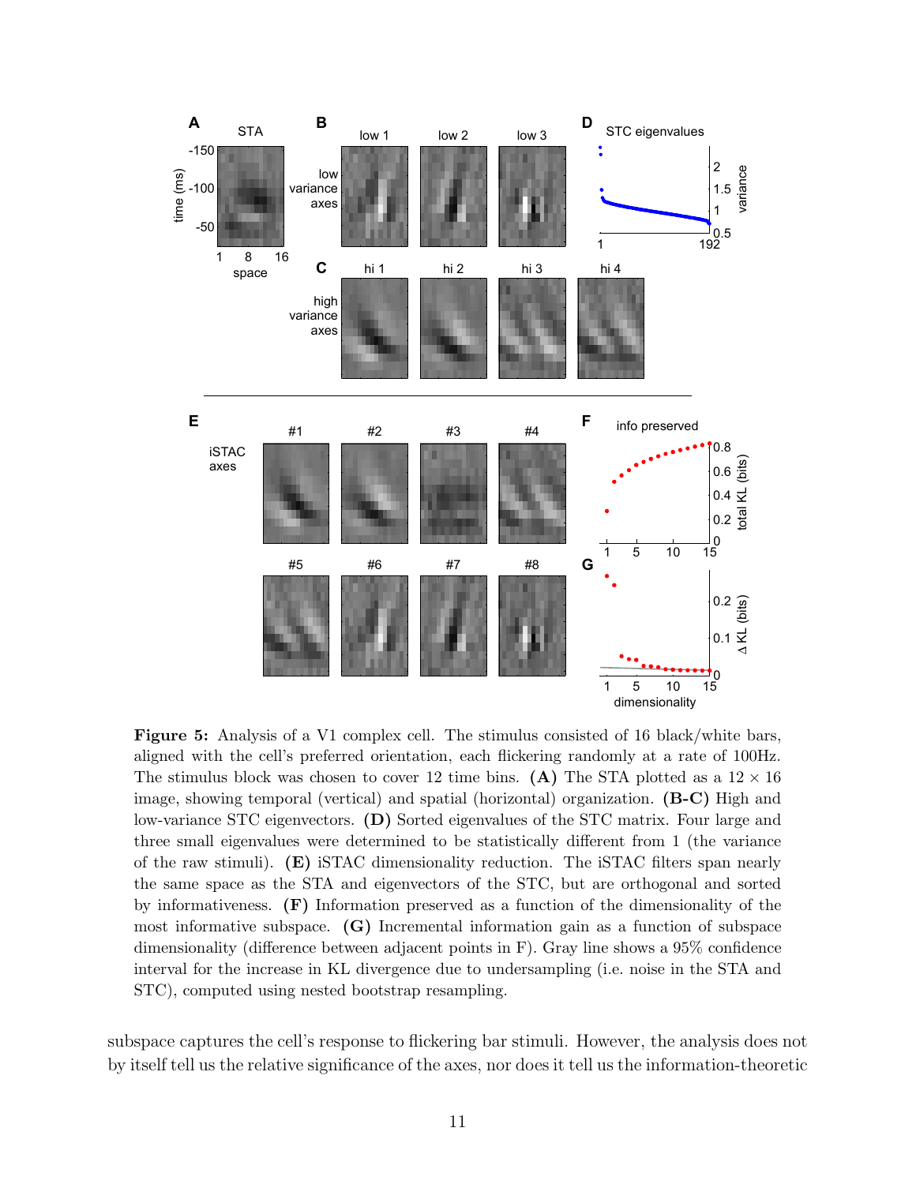**Figure 5:** Analysis of a V1 complex cell. The stimulus consisted of 16 black/white bars, aligned with the cell's preferred orientation, each flickering randomly at a rate of 100Hz. The stimulus block was chosen to cover 12 time bins. **(A)** The STA plotted as a $12 \times 16$ image, showing temporal (vertical) and spatial (horizontal) organization. **(B-C)** High and low-variance STC eigenvectors. **(D)** Sorted eigenvalues of the STC matrix. Four large and three small eigenvalues were determined to be statistically different from 1 (the variance of the raw stimuli). **(E)** iSTAC dimensionality reduction. The iSTAC filters span nearly the same space as the STA and eigenvectors of the STC, but are orthogonal and sorted by informativeness. **(F)** Information preserved as a function of the dimensionality of the most informative subspace. **(G)** Incremental information gain as a function of subspace dimensionality (difference between adjacent points in F). Gray line shows a 95% confidence interval for the increase in KL divergence due to undersampling (i.e. noise in the STA and STC), computed using nested bootstrap resampling.

subspace captures the cell's response to flickering bar stimuli. However, the analysis does not by itself tell us the relative significance of the axes, nor does it tell us the information-theoretic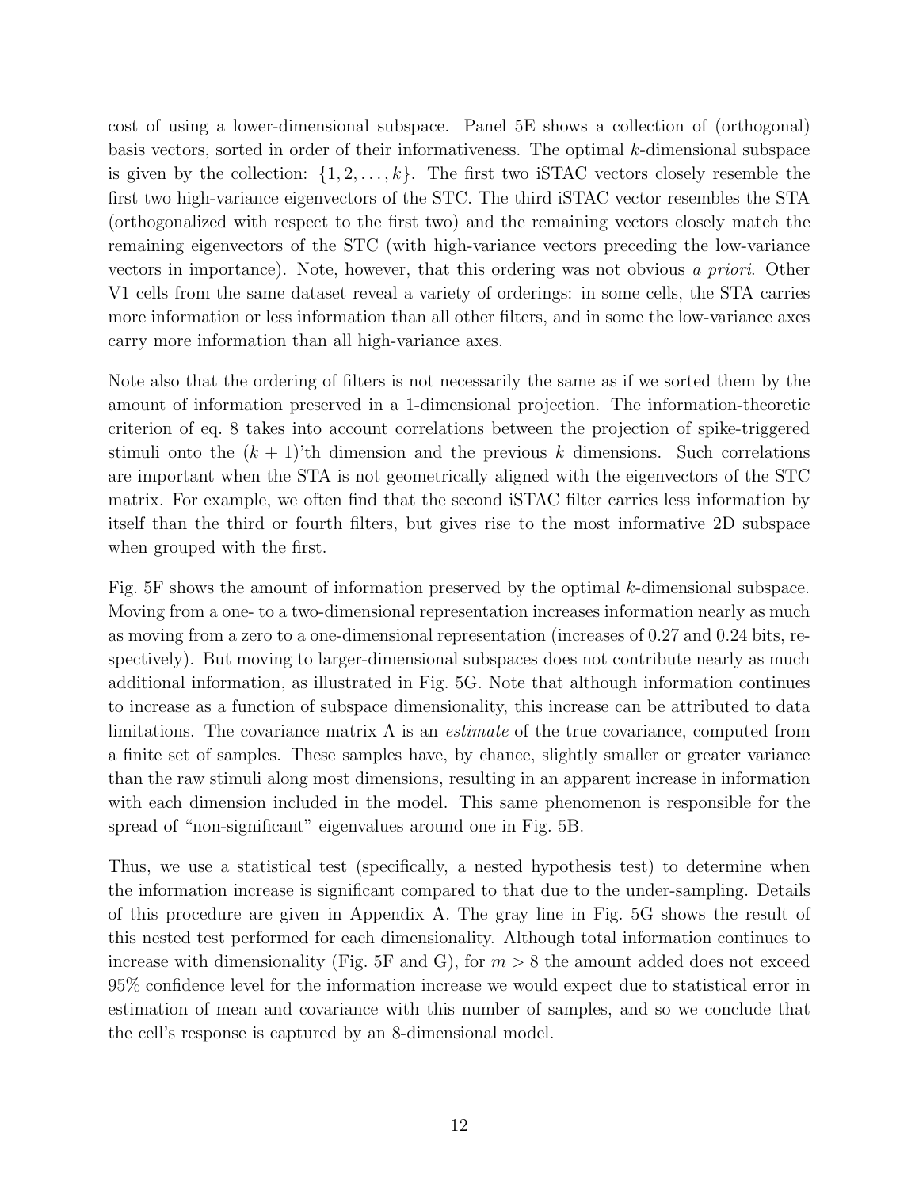cost of using a lower-dimensional subspace. Panel 5E shows a collection of (orthogonal) basis vectors, sorted in order of their informativeness. The optimal $k$-dimensional subspace is given by the collection: $\{1, 2, \ldots, k\}$. The first two iSTAC vectors closely resemble the first two high-variance eigenvectors of the STC. The third iSTAC vector resembles the STA (orthogonalized with respect to the first two) and the remaining vectors closely match the remaining eigenvectors of the STC (with high-variance vectors preceding the low-variance vectors in importance). Note, however, that this ordering was not obvious *a priori*. Other V1 cells from the same dataset reveal a variety of orderings: in some cells, the STA carries more information or less information than all other filters, and in some the low-variance axes carry more information than all high-variance axes.

Note also that the ordering of filters is not necessarily the same as if we sorted them by the amount of information preserved in a 1-dimensional projection. The information-theoretic criterion of eq. 8 takes into account correlations between the projection of spike-triggered stimuli onto the $(k+1)$'th dimension and the previous $k$ dimensions. Such correlations are important when the STA is not geometrically aligned with the eigenvectors of the STC matrix. For example, we often find that the second iSTAC filter carries less information by itself than the third or fourth filters, but gives rise to the most informative 2D subspace when grouped with the first.

Fig. 5F shows the amount of information preserved by the optimal $k$-dimensional subspace. Moving from a one- to a two-dimensional representation increases information nearly as much as moving from a zero to a one-dimensional representation (increases of 0.27 and 0.24 bits, respectively). But moving to larger-dimensional subspaces does not contribute nearly as much additional information, as illustrated in Fig. 5G. Note that although information continues to increase as a function of subspace dimensionality, this increase can be attributed to data limitations. The covariance matrix $\Lambda$ is an *estimate* of the true covariance, computed from a finite set of samples. These samples have, by chance, slightly smaller or greater variance than the raw stimuli along most dimensions, resulting in an apparent increase in information with each dimension included in the model. This same phenomenon is responsible for the spread of "non-significant" eigenvalues around one in Fig. 5B.

Thus, we use a statistical test (specifically, a nested hypothesis test) to determine when the information increase is significant compared to that due to the under-sampling. Details of this procedure are given in Appendix A. The gray line in Fig. 5G shows the result of this nested test performed for each dimensionality. Although total information continues to increase with dimensionality (Fig. 5F and G), for $m > 8$ the amount added does not exceed 95% confidence level for the information increase we would expect due to statistical error in estimation of mean and covariance with this number of samples, and so we conclude that the cell's response is captured by an 8-dimensional model.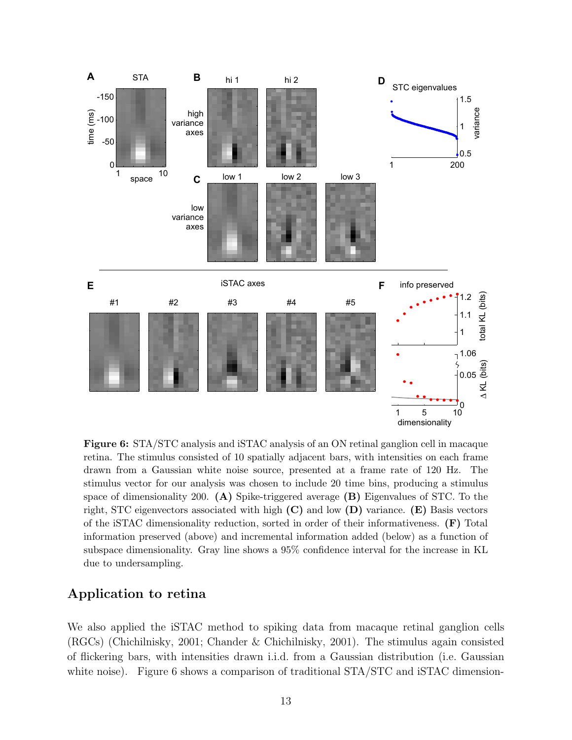**Figure 6:** STA/STC analysis and iSTAC analysis of an ON retinal ganglion cell in macaque retina. The stimulus consisted of 10 spatially adjacent bars, with intensities on each frame drawn from a Gaussian white noise source, presented at a frame rate of 120 Hz. The stimulus vector for our analysis was chosen to include 20 time bins, producing a stimulus space of dimensionality 200. **(A)** Spike-triggered average **(B)** Eigenvalues of STC. To the right, STC eigenvectors associated with high **(C)** and low **(D)** variance. **(E)** Basis vectors of the iSTAC dimensionality reduction, sorted in order of their informativeness. **(F)** Total information preserved (above) and incremental information added (below) as a function of subspace dimensionality. Gray line shows a 95% confidence interval for the increase in KL due to undersampling.

## Application to retina

We also applied the iSTAC method to spiking data from macaque retinal ganglion cells (RGCs) (Chichilnisky, 2001; Chander & Chichilnisky, 2001). The stimulus again consisted of flickering bars, with intensities drawn i.i.d. from a Gaussian distribution (i.e. Gaussian white noise). Figure 6 shows a comparison of traditional STA/STC and iSTAC dimension-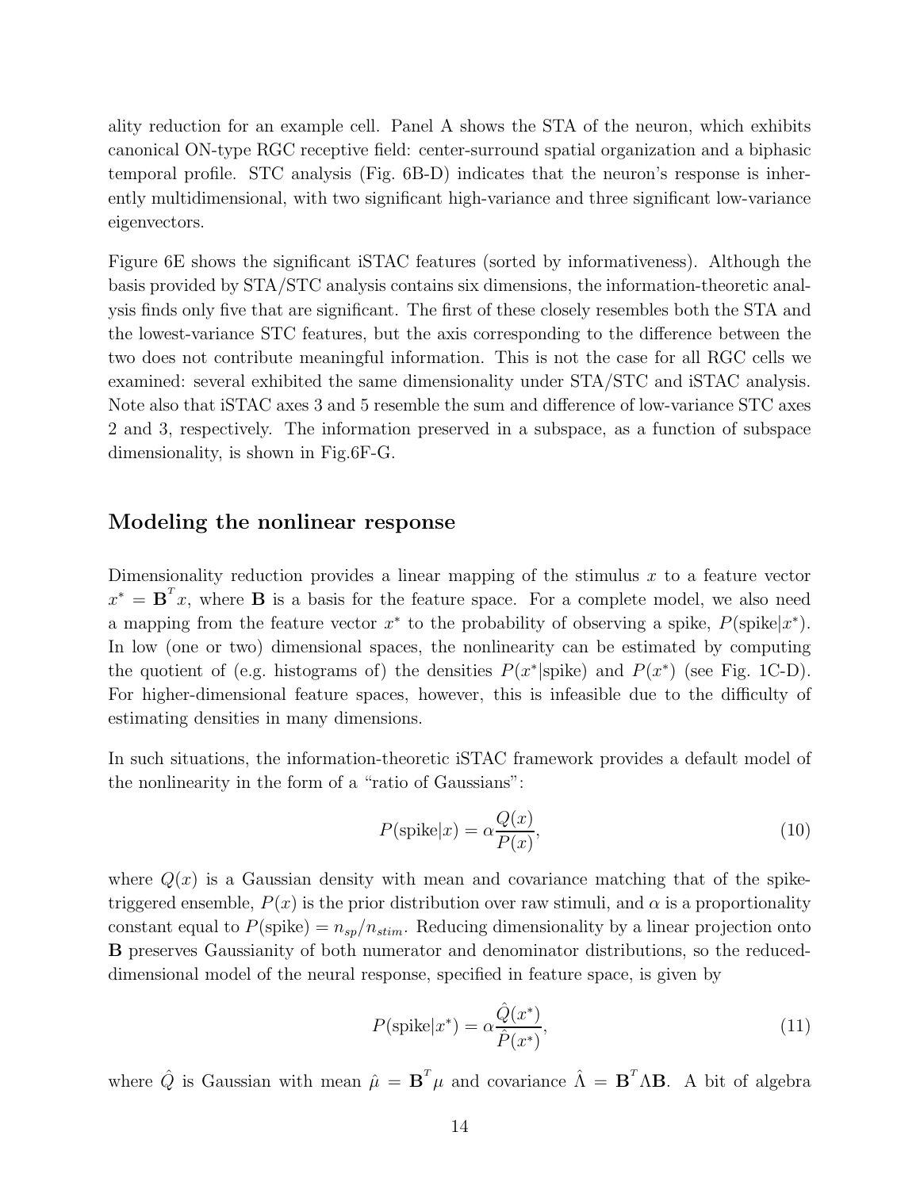ality reduction for an example cell. Panel A shows the STA of the neuron, which exhibits canonical ON-type RGC receptive field: center-surround spatial organization and a biphasic temporal profile. STC analysis (Fig. 6B-D) indicates that the neuron's response is inherently multidimensional, with two significant high-variance and three significant low-variance eigenvectors.

Figure 6E shows the significant iSTAC features (sorted by informativeness). Although the basis provided by STA/STC analysis contains six dimensions, the information-theoretic analysis finds only five that are significant. The first of these closely resembles both the STA and the lowest-variance STC features, but the axis corresponding to the difference between the two does not contribute meaningful information. This is not the case for all RGC cells we examined: several exhibited the same dimensionality under STA/STC and iSTAC analysis. Note also that iSTAC axes 3 and 5 resemble the sum and difference of low-variance STC axes 2 and 3, respectively. The information preserved in a subspace, as a function of subspace dimensionality, is shown in Fig.6F-G.

## Modeling the nonlinear response

Dimensionality reduction provides a linear mapping of the stimulus $x$ to a feature vector $x^* = \mathbf{B}^T x$, where $\mathbf{B}$ is a basis for the feature space. For a complete model, we also need a mapping from the feature vector $x^*$ to the probability of observing a spike, $P(\text{spike}|x^*)$. In low (one or two) dimensional spaces, the nonlinearity can be estimated by computing the quotient of (e.g. histograms of) the densities $P(x^*|\text{spike})$ and $P(x^*)$ (see Fig. 1C-D). For higher-dimensional feature spaces, however, this is infeasible due to the difficulty of estimating densities in many dimensions.

In such situations, the information-theoretic iSTAC framework provides a default model of the nonlinearity in the form of a "ratio of Gaussians":

$$P(\text{spike}|x) = \alpha \frac{Q(x)}{P(x)}, \tag{10}$$

where $Q(x)$ is a Gaussian density with mean and covariance matching that of the spike-triggered ensemble, $P(x)$ is the prior distribution over raw stimuli, and $\alpha$ is a proportionality constant equal to $P(\text{spike}) = n_{sp}/n_{stim}$. Reducing dimensionality by a linear projection onto $\mathbf{B}$ preserves Gaussianity of both numerator and denominator distributions, so the reduced-dimensional model of the neural response, specified in feature space, is given by

$$P(\text{spike}|x^*) = \alpha \frac{\hat{Q}(x^*)}{\hat{P}(x^*)}, \tag{11}$$

where $\hat{Q}$ is Gaussian with mean $\hat{\mu} = \mathbf{B}^T \mu$ and covariance $\hat{\Lambda} = \mathbf{B}^T \Lambda \mathbf{B}$. A bit of algebra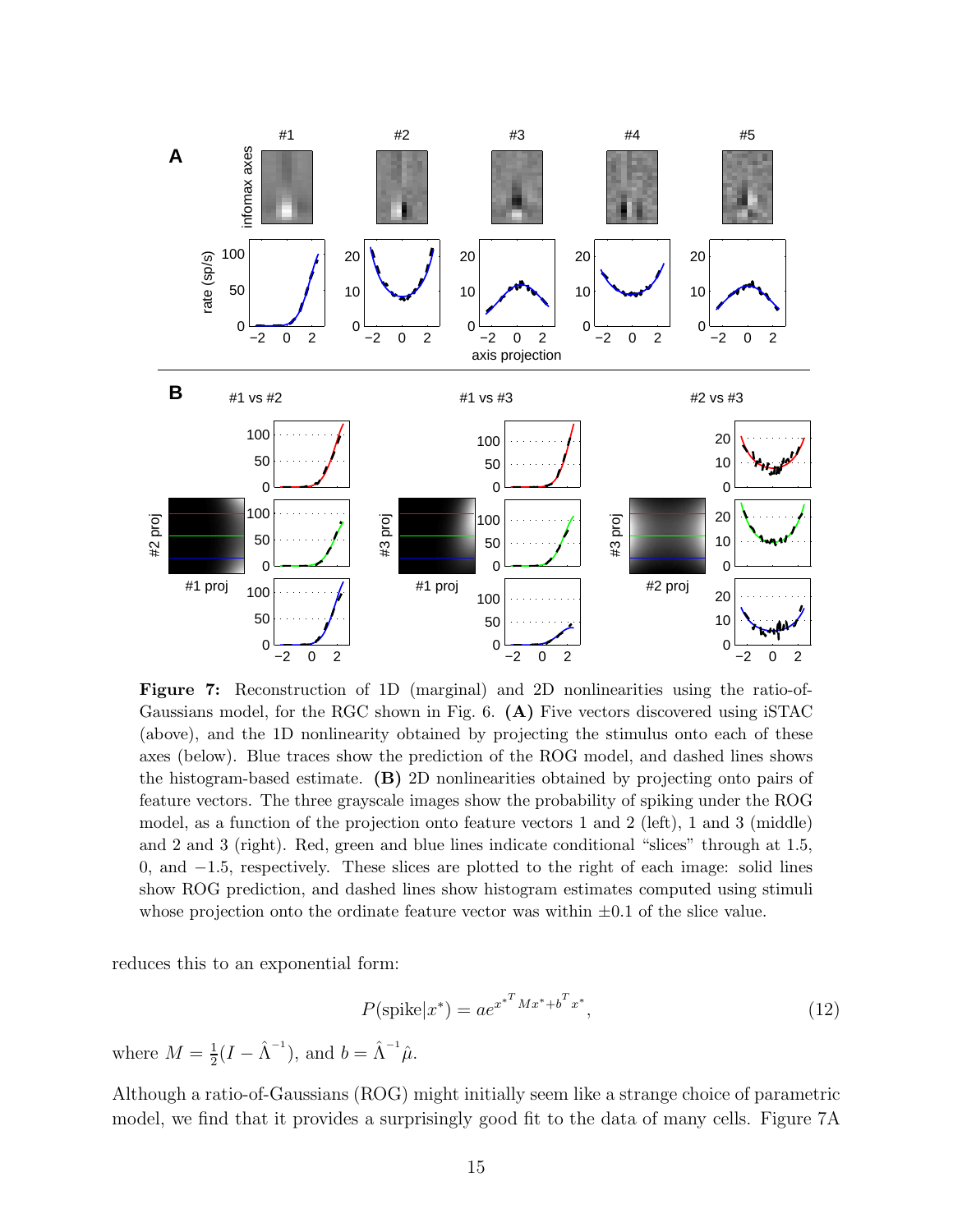**Figure 7:** Reconstruction of 1D (marginal) and 2D nonlinearities using the ratio-of-Gaussians model, for the RGC shown in Fig. 6. **(A)** Five vectors discovered using iSTAC (above), and the 1D nonlinearity obtained by projecting the stimulus onto each of these axes (below). Blue traces show the prediction of the ROG model, and dashed lines shows the histogram-based estimate. **(B)** 2D nonlinearities obtained by projecting onto pairs of feature vectors. The three grayscale images show the probability of spiking under the ROG model, as a function of the projection onto feature vectors 1 and 2 (left), 1 and 3 (middle) and 2 and 3 (right). Red, green and blue lines indicate conditional "slices" through at 1.5, 0, and −1.5, respectively. These slices are plotted to the right of each image: solid lines show ROG prediction, and dashed lines show histogram estimates computed using stimuli whose projection onto the ordinate feature vector was within ±0.1 of the slice value.

reduces this to an exponential form:

$$P(\text{spike}|x^*) = a e^{x^{*T} M x^* + b^T x^*}, \tag{12}$$

where $M = \frac{1}{2}(I - \hat{\Lambda}^{-1})$, and $b = \hat{\Lambda}^{-1}\hat{\mu}$.

Although a ratio-of-Gaussians (ROG) might initially seem like a strange choice of parametric model, we find that it provides a surprisingly good fit to the data of many cells. Figure 7A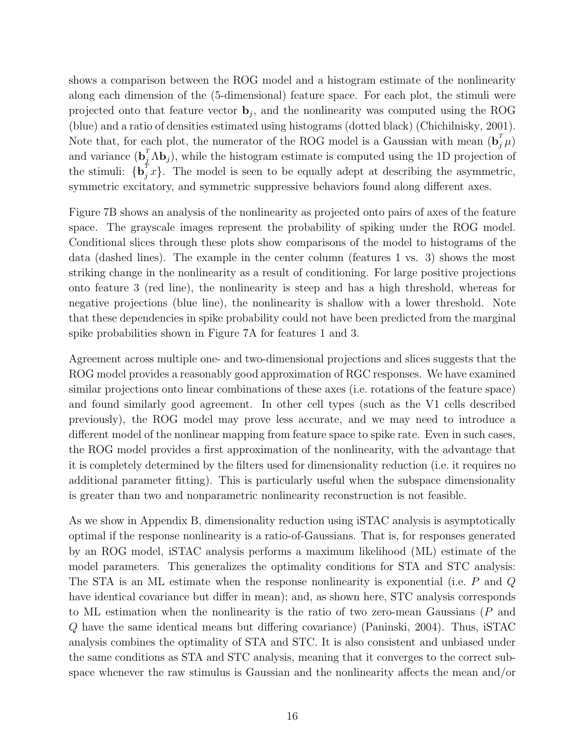shows a comparison between the ROG model and a histogram estimate of the nonlinearity along each dimension of the (5-dimensional) feature space. For each plot, the stimuli were projected onto that feature vector $\mathbf{b}_j$, and the nonlinearity was computed using the ROG (blue) and a ratio of densities estimated using histograms (dotted black) (Chichilnisky, 2001). Note that, for each plot, the numerator of the ROG model is a Gaussian with mean $(\mathbf{b}_j^T \mu)$ and variance $(\mathbf{b}_j^T \Lambda \mathbf{b}_j)$, while the histogram estimate is computed using the 1D projection of the stimuli: $\{\mathbf{b}_j^T x\}$. The model is seen to be equally adept at describing the asymmetric, symmetric excitatory, and symmetric suppressive behaviors found along different axes.

Figure 7B shows an analysis of the nonlinearity as projected onto pairs of axes of the feature space. The grayscale images represent the probability of spiking under the ROG model. Conditional slices through these plots show comparisons of the model to histograms of the data (dashed lines). The example in the center column (features 1 vs. 3) shows the most striking change in the nonlinearity as a result of conditioning. For large positive projections onto feature 3 (red line), the nonlinearity is steep and has a high threshold, whereas for negative projections (blue line), the nonlinearity is shallow with a lower threshold. Note that these dependencies in spike probability could not have been predicted from the marginal spike probabilities shown in Figure 7A for features 1 and 3.

Agreement across multiple one- and two-dimensional projections and slices suggests that the ROG model provides a reasonably good approximation of RGC responses. We have examined similar projections onto linear combinations of these axes (i.e. rotations of the feature space) and found similarly good agreement. In other cell types (such as the V1 cells described previously), the ROG model may prove less accurate, and we may need to introduce a different model of the nonlinear mapping from feature space to spike rate. Even in such cases, the ROG model provides a first approximation of the nonlinearity, with the advantage that it is completely determined by the filters used for dimensionality reduction (i.e. it requires no additional parameter fitting). This is particularly useful when the subspace dimensionality is greater than two and nonparametric nonlinearity reconstruction is not feasible.

As we show in Appendix B, dimensionality reduction using iSTAC analysis is asymptotically optimal if the response nonlinearity is a ratio-of-Gaussians. That is, for responses generated by an ROG model, iSTAC analysis performs a maximum likelihood (ML) estimate of the model parameters. This generalizes the optimality conditions for STA and STC analysis: The STA is an ML estimate when the response nonlinearity is exponential (i.e. $P$ and $Q$ have identical covariance but differ in mean); and, as shown here, STC analysis corresponds to ML estimation when the nonlinearity is the ratio of two zero-mean Gaussians ($P$ and $Q$ have the same identical means but differing covariance) (Paninski, 2004). Thus, iSTAC analysis combines the optimality of STA and STC. It is also consistent and unbiased under the same conditions as STA and STC analysis, meaning that it converges to the correct subspace whenever the raw stimulus is Gaussian and the nonlinearity affects the mean and/or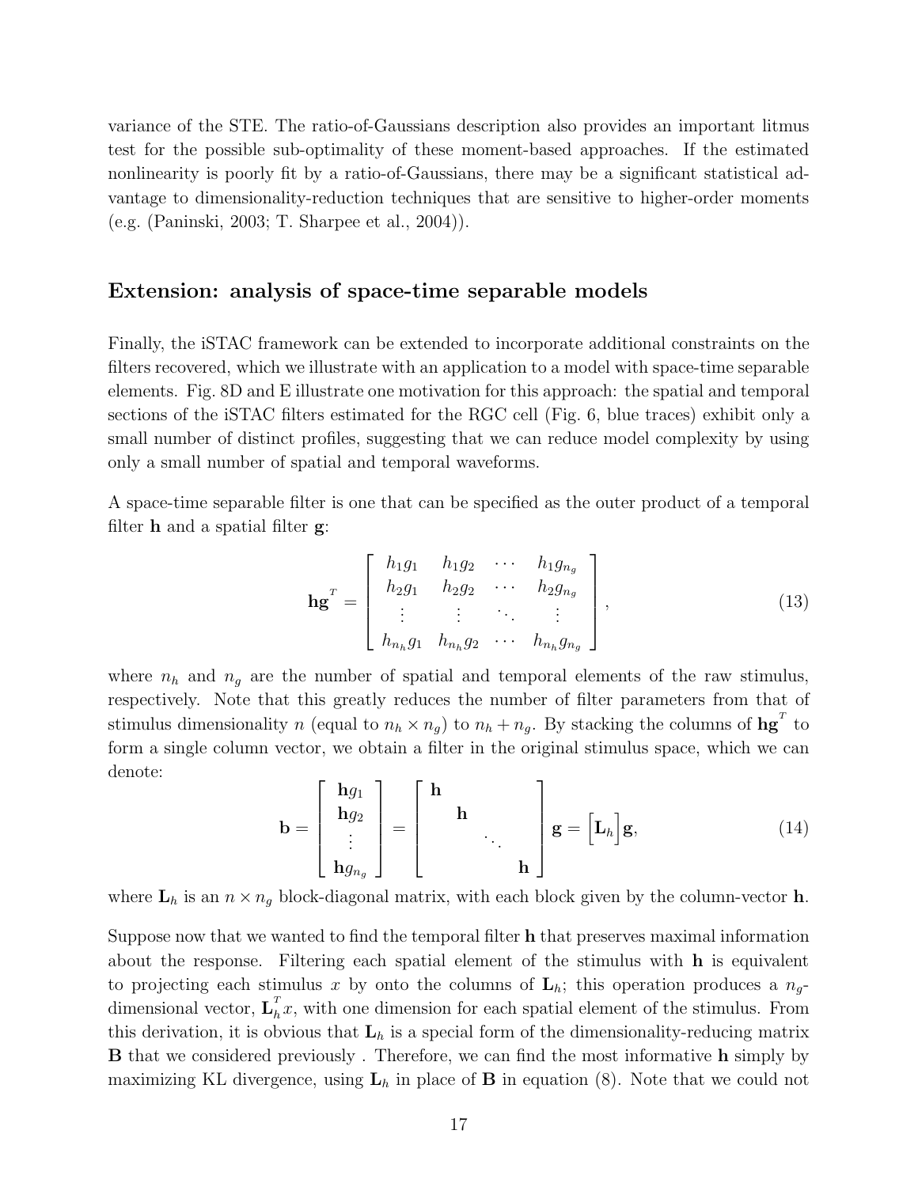variance of the STE. The ratio-of-Gaussians description also provides an important litmus test for the possible sub-optimality of these moment-based approaches. If the estimated nonlinearity is poorly fit by a ratio-of-Gaussians, there may be a significant statistical advantage to dimensionality-reduction techniques that are sensitive to higher-order moments (e.g. (Paninski, 2003; T. Sharpee et al., 2004)).

## Extension: analysis of space-time separable models

Finally, the iSTAC framework can be extended to incorporate additional constraints on the filters recovered, which we illustrate with an application to a model with space-time separable elements. Fig. 8D and E illustrate one motivation for this approach: the spatial and temporal sections of the iSTAC filters estimated for the RGC cell (Fig. 6, blue traces) exhibit only a small number of distinct profiles, suggesting that we can reduce model complexity by using only a small number of spatial and temporal waveforms.

A space-time separable filter is one that can be specified as the outer product of a temporal filter $\mathbf{h}$ and a spatial filter $\mathbf{g}$:

$$\mathbf{h}\mathbf{g}^{T} = \begin{bmatrix} h_1 g_1 & h_1 g_2 & \cdots & h_1 g_{n_g} \\ h_2 g_1 & h_2 g_2 & \cdots & h_2 g_{n_g} \\ \vdots & \vdots & \ddots & \vdots \\ h_{n_h} g_1 & h_{n_h} g_2 & \cdots & h_{n_h} g_{n_g} \end{bmatrix}, \tag{13}$$

where $n_h$ and $n_g$ are the number of spatial and temporal elements of the raw stimulus, respectively. Note that this greatly reduces the number of filter parameters from that of stimulus dimensionality $n$ (equal to $n_h \times n_g$) to $n_h + n_g$. By stacking the columns of $\mathbf{h}\mathbf{g}^{T}$ to form a single column vector, we obtain a filter in the original stimulus space, which we can denote:

$$\mathbf{b} = \begin{bmatrix} \mathbf{h}g_1 \\ \mathbf{h}g_2 \\ \vdots \\ \mathbf{h}g_{n_g} \end{bmatrix} = \begin{bmatrix} \mathbf{h} & & & \\ & \mathbf{h} & & \\ & & \ddots & \\ & & & \mathbf{h} \end{bmatrix} \mathbf{g} = \Big[\mathbf{L}_h\Big]\mathbf{g}, \tag{14}$$

where $\mathbf{L}_h$ is an $n \times n_g$ block-diagonal matrix, with each block given by the column-vector $\mathbf{h}$.

Suppose now that we wanted to find the temporal filter $\mathbf{h}$ that preserves maximal information about the response. Filtering each spatial element of the stimulus with $\mathbf{h}$ is equivalent to projecting each stimulus $x$ by onto the columns of $\mathbf{L}_h$; this operation produces a $n_g$-dimensional vector, $\mathbf{L}_h^T x$, with one dimension for each spatial element of the stimulus. From this derivation, it is obvious that $\mathbf{L}_h$ is a special form of the dimensionality-reducing matrix $\mathbf{B}$ that we considered previously . Therefore, we can find the most informative $\mathbf{h}$ simply by maximizing KL divergence, using $\mathbf{L}_h$ in place of $\mathbf{B}$ in equation (8). Note that we could not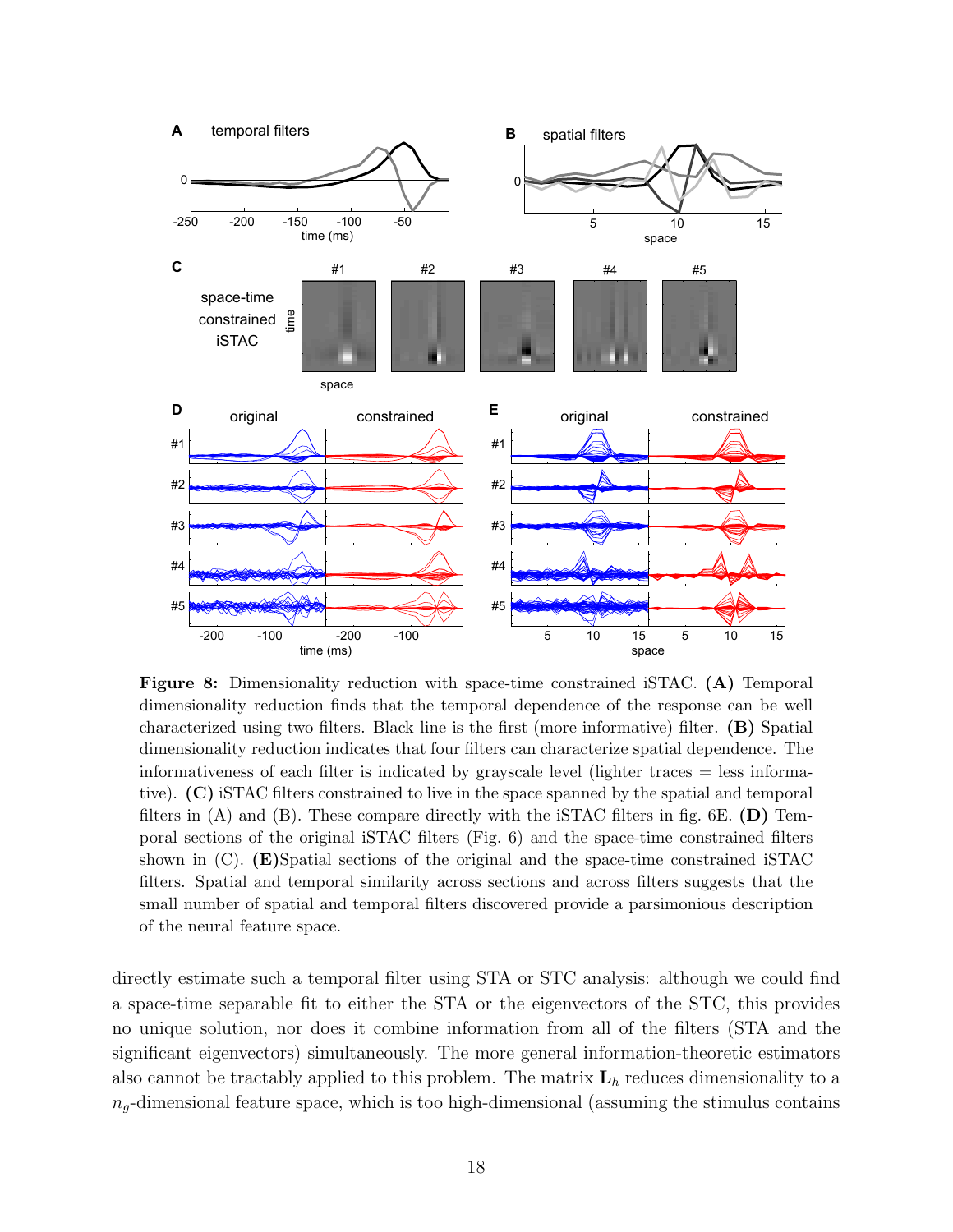**Figure 8:** Dimensionality reduction with space-time constrained iSTAC. **(A)** Temporal dimensionality reduction finds that the temporal dependence of the response can be well characterized using two filters. Black line is the first (more informative) filter. **(B)** Spatial dimensionality reduction indicates that four filters can characterize spatial dependence. The informativeness of each filter is indicated by grayscale level (lighter traces = less informative). **(C)** iSTAC filters constrained to live in the space spanned by the spatial and temporal filters in (A) and (B). These compare directly with the iSTAC filters in fig. 6E. **(D)** Temporal sections of the original iSTAC filters (Fig. 6) and the space-time constrained filters shown in (C). **(E)** Spatial sections of the original and the space-time constrained iSTAC filters. Spatial and temporal similarity across sections and across filters suggests that the small number of spatial and temporal filters discovered provide a parsimonious description of the neural feature space.

directly estimate such a temporal filter using STA or STC analysis: although we could find a space-time separable fit to either the STA or the eigenvectors of the STC, this provides no unique solution, nor does it combine information from all of the filters (STA and the significant eigenvectors) simultaneously. The more general information-theoretic estimators also cannot be tractably applied to this problem. The matrix $\mathbf{L}_h$ reduces dimensionality to a $n_g$-dimensional feature space, which is too high-dimensional (assuming the stimulus contains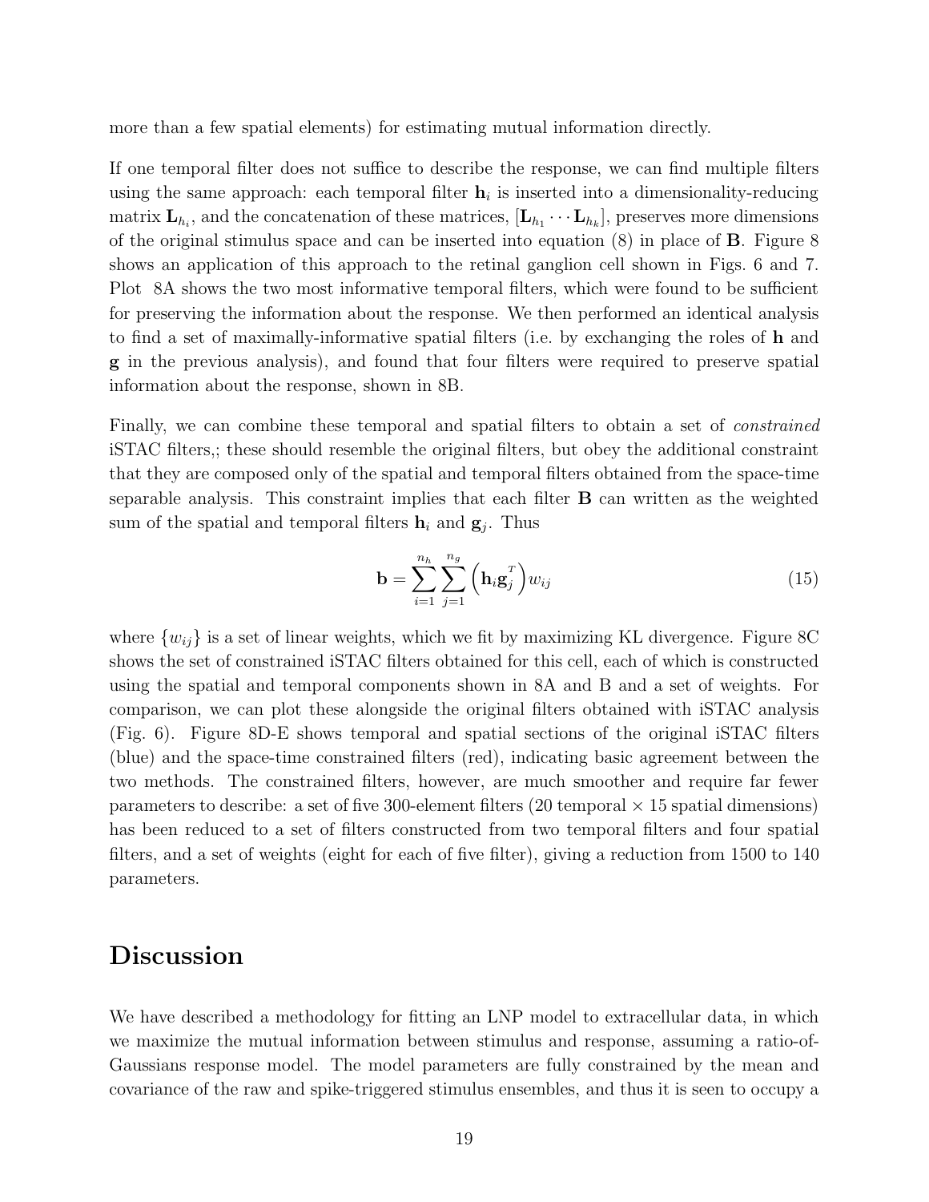more than a few spatial elements) for estimating mutual information directly.

If one temporal filter does not suffice to describe the response, we can find multiple filters using the same approach: each temporal filter $\mathbf{h}_i$ is inserted into a dimensionality-reducing matrix $\mathbf{L}_{h_i}$, and the concatenation of these matrices, $[\mathbf{L}_{h_1} \cdots \mathbf{L}_{h_k}]$, preserves more dimensions of the original stimulus space and can be inserted into equation (8) in place of $\mathbf{B}$. Figure 8 shows an application of this approach to the retinal ganglion cell shown in Figs. 6 and 7. Plot 8A shows the two most informative temporal filters, which were found to be sufficient for preserving the information about the response. We then performed an identical analysis to find a set of maximally-informative spatial filters (i.e. by exchanging the roles of $\mathbf{h}$ and $\mathbf{g}$ in the previous analysis), and found that four filters were required to preserve spatial information about the response, shown in 8B.

Finally, we can combine these temporal and spatial filters to obtain a set of *constrained* iSTAC filters,; these should resemble the original filters, but obey the additional constraint that they are composed only of the spatial and temporal filters obtained from the space-time separable analysis. This constraint implies that each filter $\mathbf{B}$ can written as the weighted sum of the spatial and temporal filters $\mathbf{h}_i$ and $\mathbf{g}_j$. Thus

$$\mathbf{b} = \sum_{i=1}^{n_h} \sum_{j=1}^{n_g} \left( \mathbf{h}_i \mathbf{g}_j^{T} \right) w_{ij} \tag{15}$$

where $\{w_{ij}\}$ is a set of linear weights, which we fit by maximizing KL divergence. Figure 8C shows the set of constrained iSTAC filters obtained for this cell, each of which is constructed using the spatial and temporal components shown in 8A and B and a set of weights. For comparison, we can plot these alongside the original filters obtained with iSTAC analysis (Fig. 6). Figure 8D-E shows temporal and spatial sections of the original iSTAC filters (blue) and the space-time constrained filters (red), indicating basic agreement between the two methods. The constrained filters, however, are much smoother and require far fewer parameters to describe: a set of five 300-element filters (20 temporal $\times$ 15 spatial dimensions) has been reduced to a set of filters constructed from two temporal filters and four spatial filters, and a set of weights (eight for each of five filter), giving a reduction from 1500 to 140 parameters.

## Discussion

We have described a methodology for fitting an LNP model to extracellular data, in which we maximize the mutual information between stimulus and response, assuming a ratio-of-Gaussians response model. The model parameters are fully constrained by the mean and covariance of the raw and spike-triggered stimulus ensembles, and thus it is seen to occupy a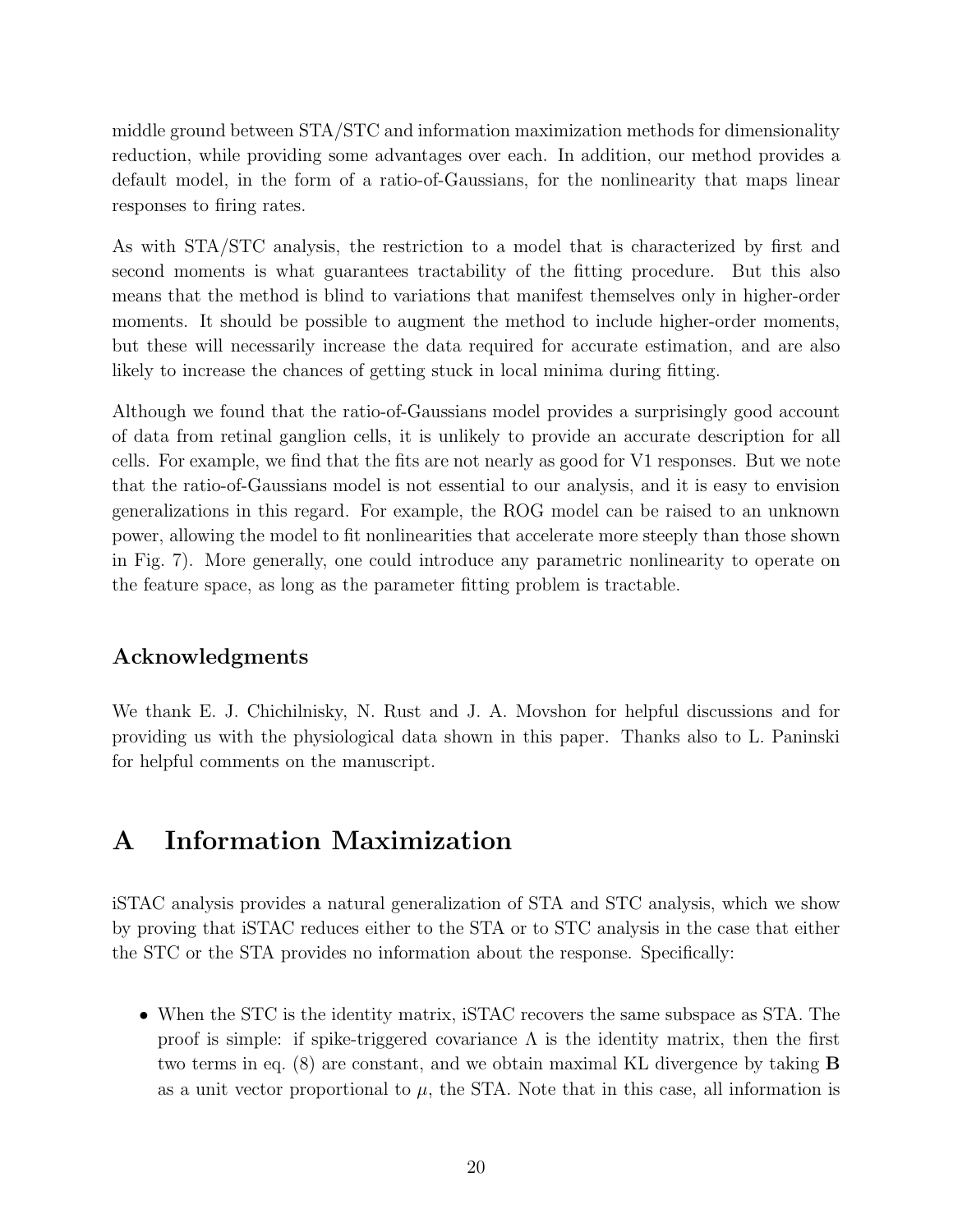middle ground between STA/STC and information maximization methods for dimensionality reduction, while providing some advantages over each. In addition, our method provides a default model, in the form of a ratio-of-Gaussians, for the nonlinearity that maps linear responses to firing rates.

As with STA/STC analysis, the restriction to a model that is characterized by first and second moments is what guarantees tractability of the fitting procedure. But this also means that the method is blind to variations that manifest themselves only in higher-order moments. It should be possible to augment the method to include higher-order moments, but these will necessarily increase the data required for accurate estimation, and are also likely to increase the chances of getting stuck in local minima during fitting.

Although we found that the ratio-of-Gaussians model provides a surprisingly good account of data from retinal ganglion cells, it is unlikely to provide an accurate description for all cells. For example, we find that the fits are not nearly as good for V1 responses. But we note that the ratio-of-Gaussians model is not essential to our analysis, and it is easy to envision generalizations in this regard. For example, the ROG model can be raised to an unknown power, allowing the model to fit nonlinearities that accelerate more steeply than those shown in Fig. 7). More generally, one could introduce any parametric nonlinearity to operate on the feature space, as long as the parameter fitting problem is tractable.

### Acknowledgments

We thank E. J. Chichilnisky, N. Rust and J. A. Movshon for helpful discussions and for providing us with the physiological data shown in this paper. Thanks also to L. Paninski for helpful comments on the manuscript.

## A Information Maximization

iSTAC analysis provides a natural generalization of STA and STC analysis, which we show by proving that iSTAC reduces either to the STA or to STC analysis in the case that either the STC or the STA provides no information about the response. Specifically:

- When the STC is the identity matrix, iSTAC recovers the same subspace as STA. The proof is simple: if spike-triggered covariance $\Lambda$ is the identity matrix, then the first two terms in eq. (8) are constant, and we obtain maximal KL divergence by taking $\mathbf{B}$ as a unit vector proportional to $\mu$, the STA. Note that in this case, all information is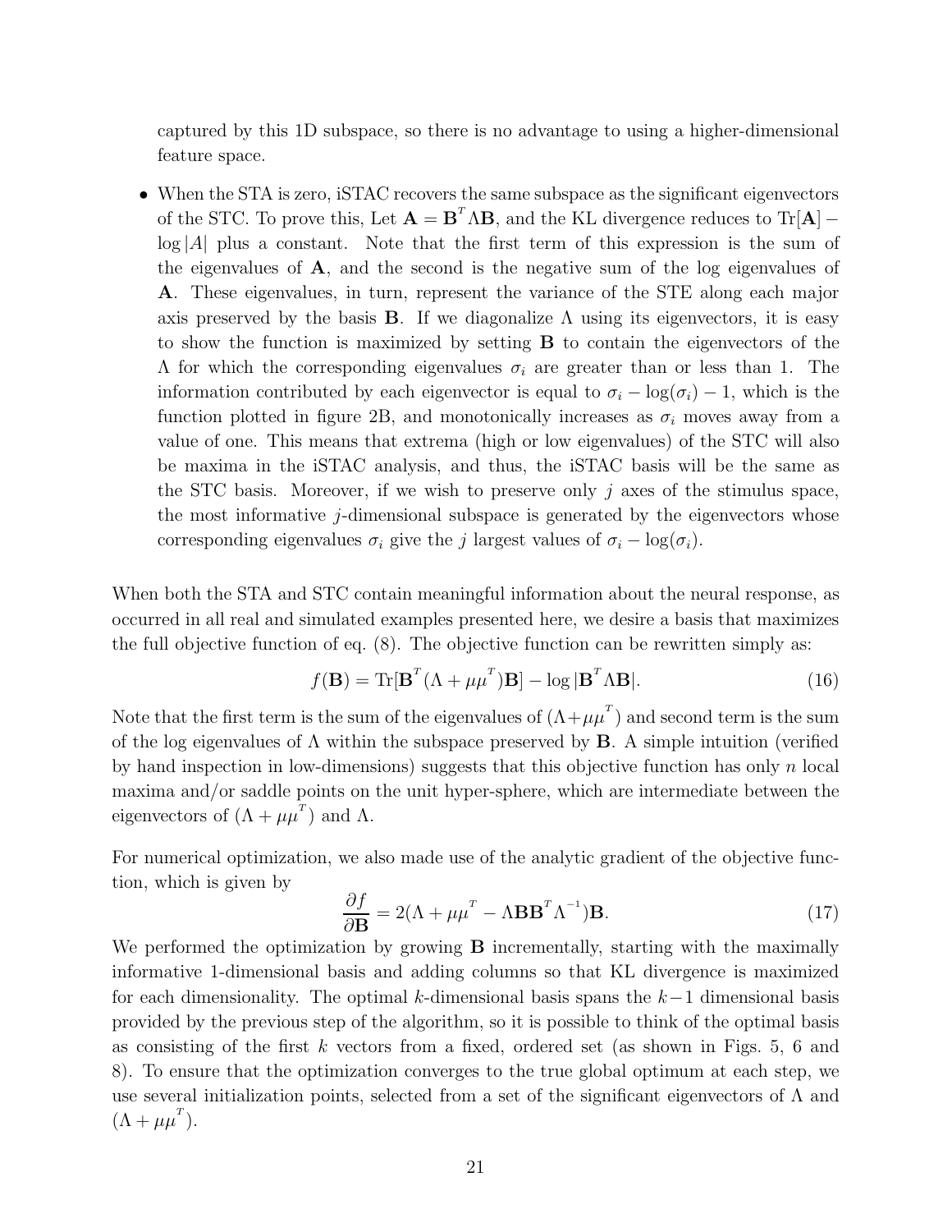captured by this 1D subspace, so there is no advantage to using a higher-dimensional feature space.

- When the STA is zero, iSTAC recovers the same subspace as the significant eigenvectors of the STC. To prove this, Let $\mathbf{A} = \mathbf{B}^T \Lambda \mathbf{B}$, and the KL divergence reduces to $\mathrm{Tr}[\mathbf{A}] - \log |A|$ plus a constant. Note that the first term of this expression is the sum of the eigenvalues of $\mathbf{A}$, and the second is the negative sum of the log eigenvalues of $\mathbf{A}$. These eigenvalues, in turn, represent the variance of the STE along each major axis preserved by the basis $\mathbf{B}$. If we diagonalize $\Lambda$ using its eigenvectors, it is easy to show the function is maximized by setting $\mathbf{B}$ to contain the eigenvectors of the $\Lambda$ for which the corresponding eigenvalues $\sigma_i$ are greater than or less than 1. The information contributed by each eigenvector is equal to $\sigma_i - \log(\sigma_i) - 1$, which is the function plotted in figure 2B, and monotonically increases as $\sigma_i$ moves away from a value of one. This means that extrema (high or low eigenvalues) of the STC will also be maxima in the iSTAC analysis, and thus, the iSTAC basis will be the same as the STC basis. Moreover, if we wish to preserve only $j$ axes of the stimulus space, the most informative $j$-dimensional subspace is generated by the eigenvectors whose corresponding eigenvalues $\sigma_i$ give the $j$ largest values of $\sigma_i - \log(\sigma_i)$.

When both the STA and STC contain meaningful information about the neural response, as occurred in all real and simulated examples presented here, we desire a basis that maximizes the full objective function of eq. (8). The objective function can be rewritten simply as:

$$f(\mathbf{B}) = \mathrm{Tr}[\mathbf{B}^T(\Lambda + \mu\mu^T)\mathbf{B}] - \log|\mathbf{B}^T \Lambda \mathbf{B}|. \tag{16}$$

Note that the first term is the sum of the eigenvalues of $(\Lambda + \mu\mu^T)$ and second term is the sum of the log eigenvalues of $\Lambda$ within the subspace preserved by $\mathbf{B}$. A simple intuition (verified by hand inspection in low-dimensions) suggests that this objective function has only $n$ local maxima and/or saddle points on the unit hyper-sphere, which are intermediate between the eigenvectors of $(\Lambda + \mu\mu^T)$ and $\Lambda$.

For numerical optimization, we also made use of the analytic gradient of the objective function, which is given by

$$\frac{\partial f}{\partial \mathbf{B}} = 2(\Lambda + \mu\mu^T - \Lambda\mathbf{B}\mathbf{B}^T\Lambda^{-1})\mathbf{B}. \tag{17}$$

We performed the optimization by growing $\mathbf{B}$ incrementally, starting with the maximally informative 1-dimensional basis and adding columns so that KL divergence is maximized for each dimensionality. The optimal $k$-dimensional basis spans the $k-1$ dimensional basis provided by the previous step of the algorithm, so it is possible to think of the optimal basis as consisting of the first $k$ vectors from a fixed, ordered set (as shown in Figs. 5, 6 and 8). To ensure that the optimization converges to the true global optimum at each step, we use several initialization points, selected from a set of the significant eigenvectors of $\Lambda$ and $(\Lambda + \mu\mu^T)$.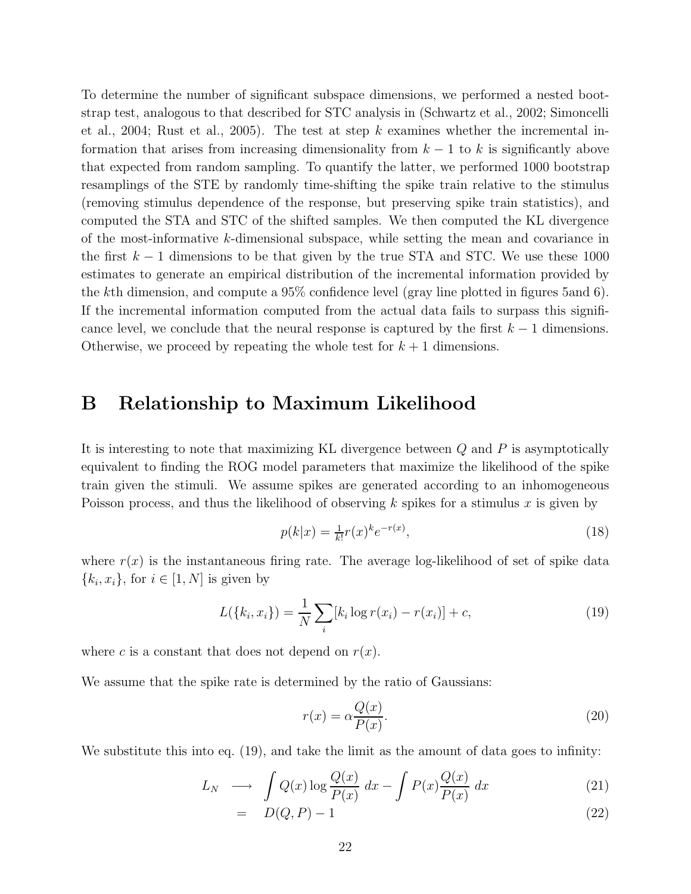To determine the number of significant subspace dimensions, we performed a nested bootstrap test, analogous to that described for STC analysis in (Schwartz et al., 2002; Simoncelli et al., 2004; Rust et al., 2005). The test at step $k$ examines whether the incremental information that arises from increasing dimensionality from $k-1$ to $k$ is significantly above that expected from random sampling. To quantify the latter, we performed 1000 bootstrap resamplings of the STE by randomly time-shifting the spike train relative to the stimulus (removing stimulus dependence of the response, but preserving spike train statistics), and computed the STA and STC of the shifted samples. We then computed the KL divergence of the most-informative $k$-dimensional subspace, while setting the mean and covariance in the first $k-1$ dimensions to be that given by the true STA and STC. We use these 1000 estimates to generate an empirical distribution of the incremental information provided by the $k$th dimension, and compute a 95% confidence level (gray line plotted in figures 5and 6). If the incremental information computed from the actual data fails to surpass this significance level, we conclude that the neural response is captured by the first $k-1$ dimensions. Otherwise, we proceed by repeating the whole test for $k+1$ dimensions.

# B Relationship to Maximum Likelihood

It is interesting to note that maximizing KL divergence between $Q$ and $P$ is asymptotically equivalent to finding the ROG model parameters that maximize the likelihood of the spike train given the stimuli. We assume spikes are generated according to an inhomogeneous Poisson process, and thus the likelihood of observing $k$ spikes for a stimulus $x$ is given by

$$p(k|x) = \tfrac{1}{k!} r(x)^k e^{-r(x)}, \tag{18}$$

where $r(x)$ is the instantaneous firing rate. The average log-likelihood of set of spike data $\{k_i, x_i\}$, for $i \in [1, N]$ is given by

$$L(\{k_i, x_i\}) = \frac{1}{N} \sum_i [k_i \log r(x_i) - r(x_i)] + c, \tag{19}$$

where $c$ is a constant that does not depend on $r(x)$.

We assume that the spike rate is determined by the ratio of Gaussians:

$$r(x) = \alpha \frac{Q(x)}{P(x)}. \tag{20}$$

We substitute this into eq. (19), and take the limit as the amount of data goes to infinity:

$$L_N \longrightarrow \int Q(x) \log \frac{Q(x)}{P(x)}\, dx - \int P(x) \frac{Q(x)}{P(x)}\, dx \tag{21}$$

$$= D(Q, P) - 1 \tag{22}$$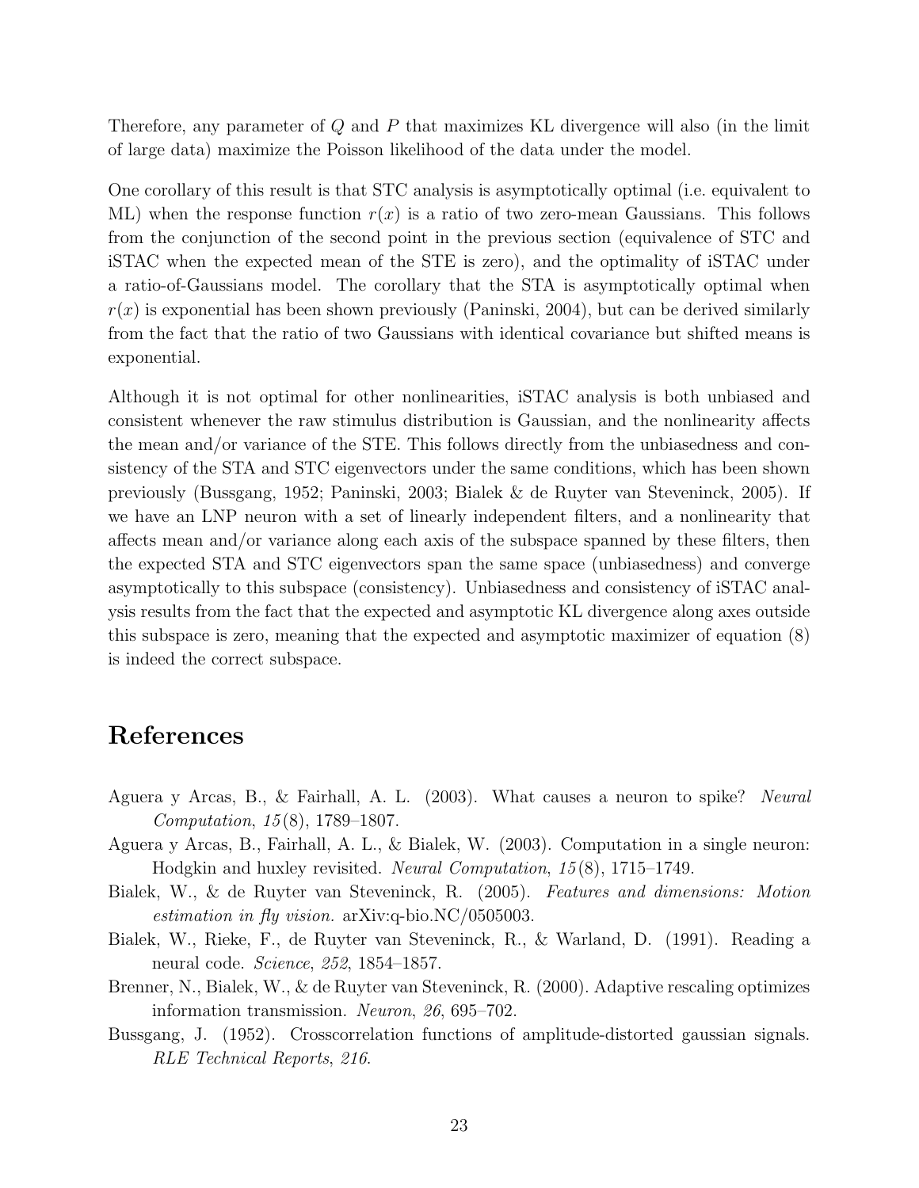Therefore, any parameter of $Q$ and $P$ that maximizes KL divergence will also (in the limit of large data) maximize the Poisson likelihood of the data under the model.

One corollary of this result is that STC analysis is asymptotically optimal (i.e. equivalent to ML) when the response function $r(x)$ is a ratio of two zero-mean Gaussians. This follows from the conjunction of the second point in the previous section (equivalence of STC and iSTAC when the expected mean of the STE is zero), and the optimality of iSTAC under a ratio-of-Gaussians model. The corollary that the STA is asymptotically optimal when $r(x)$ is exponential has been shown previously (Paninski, 2004), but can be derived similarly from the fact that the ratio of two Gaussians with identical covariance but shifted means is exponential.

Although it is not optimal for other nonlinearities, iSTAC analysis is both unbiased and consistent whenever the raw stimulus distribution is Gaussian, and the nonlinearity affects the mean and/or variance of the STE. This follows directly from the unbiasedness and consistency of the STA and STC eigenvectors under the same conditions, which has been shown previously (Bussgang, 1952; Paninski, 2003; Bialek & de Ruyter van Steveninck, 2005). If we have an LNP neuron with a set of linearly independent filters, and a nonlinearity that affects mean and/or variance along each axis of the subspace spanned by these filters, then the expected STA and STC eigenvectors span the same space (unbiasedness) and converge asymptotically to this subspace (consistency). Unbiasedness and consistency of iSTAC analysis results from the fact that the expected and asymptotic KL divergence along axes outside this subspace is zero, meaning that the expected and asymptotic maximizer of equation (8) is indeed the correct subspace.

# References

Aguera y Arcas, B., & Fairhall, A. L. (2003). What causes a neuron to spike? *Neural Computation*, *15*(8), 1789–1807.

Aguera y Arcas, B., Fairhall, A. L., & Bialek, W. (2003). Computation in a single neuron: Hodgkin and huxley revisited. *Neural Computation*, *15*(8), 1715–1749.

Bialek, W., & de Ruyter van Steveninck, R. (2005). *Features and dimensions: Motion estimation in fly vision.* arXiv:q-bio.NC/0505003.

Bialek, W., Rieke, F., de Ruyter van Steveninck, R., & Warland, D. (1991). Reading a neural code. *Science*, *252*, 1854–1857.

Brenner, N., Bialek, W., & de Ruyter van Steveninck, R. (2000). Adaptive rescaling optimizes information transmission. *Neuron*, *26*, 695–702.

Bussgang, J. (1952). Crosscorrelation functions of amplitude-distorted gaussian signals. *RLE Technical Reports*, *216*.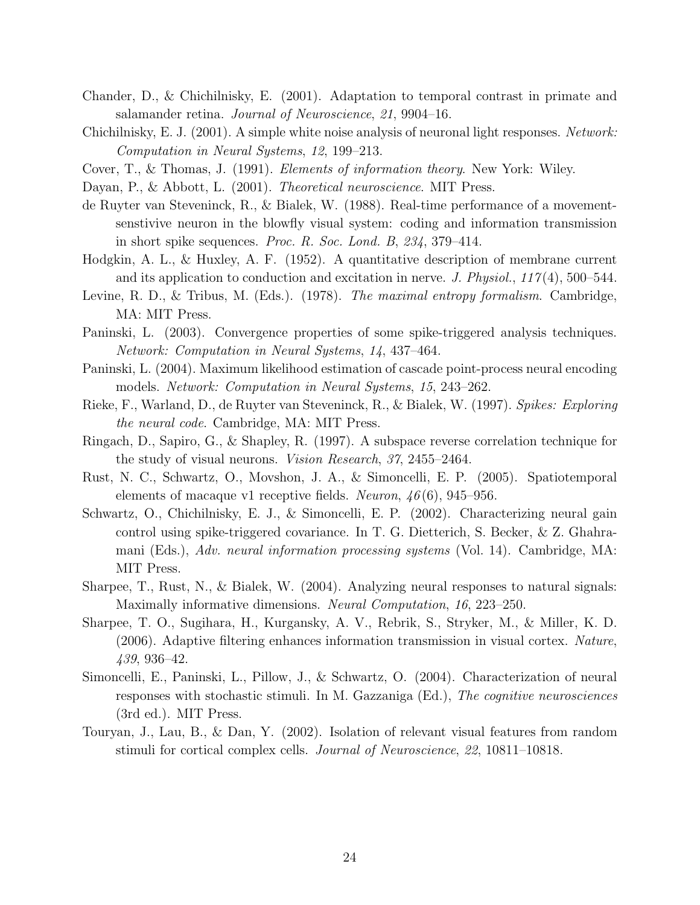Chander, D., & Chichilnisky, E. (2001). Adaptation to temporal contrast in primate and salamander retina. *Journal of Neuroscience*, *21*, 9904–16.

Chichilnisky, E. J. (2001). A simple white noise analysis of neuronal light responses. *Network: Computation in Neural Systems*, *12*, 199–213.

Cover, T., & Thomas, J. (1991). *Elements of information theory*. New York: Wiley.

Dayan, P., & Abbott, L. (2001). *Theoretical neuroscience*. MIT Press.

de Ruyter van Steveninck, R., & Bialek, W. (1988). Real-time performance of a movement-senstivive neuron in the blowfly visual system: coding and information transmission in short spike sequences. *Proc. R. Soc. Lond. B*, *234*, 379–414.

Hodgkin, A. L., & Huxley, A. F. (1952). A quantitative description of membrane current and its application to conduction and excitation in nerve. *J. Physiol.*, *117*(4), 500–544.

Levine, R. D., & Tribus, M. (Eds.). (1978). *The maximal entropy formalism*. Cambridge, MA: MIT Press.

Paninski, L. (2003). Convergence properties of some spike-triggered analysis techniques. *Network: Computation in Neural Systems*, *14*, 437–464.

Paninski, L. (2004). Maximum likelihood estimation of cascade point-process neural encoding models. *Network: Computation in Neural Systems*, *15*, 243–262.

Rieke, F., Warland, D., de Ruyter van Steveninck, R., & Bialek, W. (1997). *Spikes: Exploring the neural code*. Cambridge, MA: MIT Press.

Ringach, D., Sapiro, G., & Shapley, R. (1997). A subspace reverse correlation technique for the study of visual neurons. *Vision Research*, *37*, 2455–2464.

Rust, N. C., Schwartz, O., Movshon, J. A., & Simoncelli, E. P. (2005). Spatiotemporal elements of macaque v1 receptive fields. *Neuron*, *46*(6), 945–956.

Schwartz, O., Chichilnisky, E. J., & Simoncelli, E. P. (2002). Characterizing neural gain control using spike-triggered covariance. In T. G. Dietterich, S. Becker, & Z. Ghahramani (Eds.), *Adv. neural information processing systems* (Vol. 14). Cambridge, MA: MIT Press.

Sharpee, T., Rust, N., & Bialek, W. (2004). Analyzing neural responses to natural signals: Maximally informative dimensions. *Neural Computation*, *16*, 223–250.

Sharpee, T. O., Sugihara, H., Kurgansky, A. V., Rebrik, S., Stryker, M., & Miller, K. D. (2006). Adaptive filtering enhances information transmission in visual cortex. *Nature*, *439*, 936–42.

Simoncelli, E., Paninski, L., Pillow, J., & Schwartz, O. (2004). Characterization of neural responses with stochastic stimuli. In M. Gazzaniga (Ed.), *The cognitive neurosciences* (3rd ed.). MIT Press.

Touryan, J., Lau, B., & Dan, Y. (2002). Isolation of relevant visual features from random stimuli for cortical complex cells. *Journal of Neuroscience*, *22*, 10811–10818.